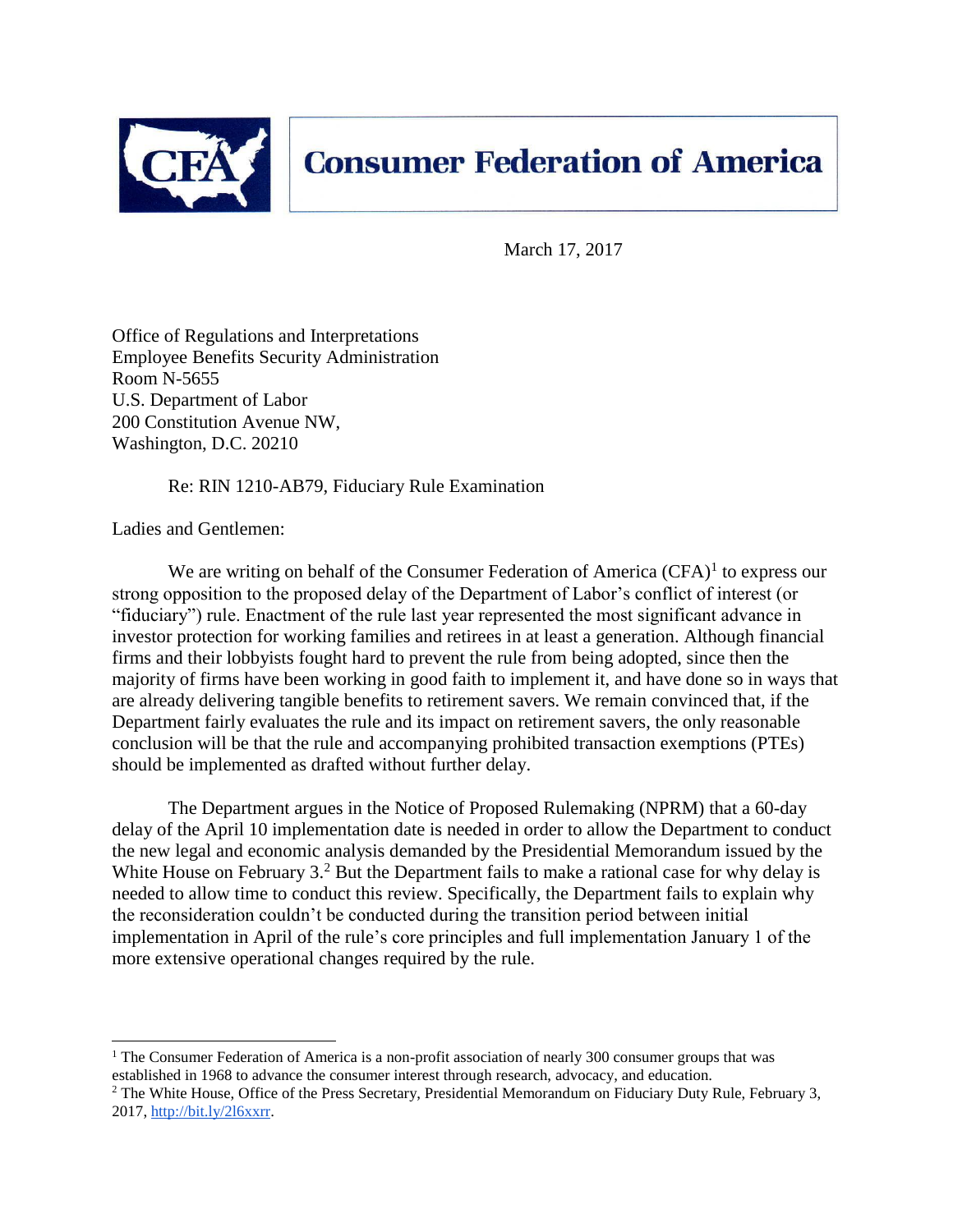**Consumer Federation of America**

March 17, 2017

Office of Regulations and Interpretations
Employee Benefits Security Administration
Room N-5655
U.S. Department of Labor
200 Constitution Avenue NW,
Washington, D.C. 20210

Re: RIN 1210-AB79, Fiduciary Rule Examination

Ladies and Gentlemen:

We are writing on behalf of the Consumer Federation of America (CFA)[1] to express our strong opposition to the proposed delay of the Department of Labor's conflict of interest (or "fiduciary") rule. Enactment of the rule last year represented the most significant advance in investor protection for working families and retirees in at least a generation. Although financial firms and their lobbyists fought hard to prevent the rule from being adopted, since then the majority of firms have been working in good faith to implement it, and have done so in ways that are already delivering tangible benefits to retirement savers. We remain convinced that, if the Department fairly evaluates the rule and its impact on retirement savers, the only reasonable conclusion will be that the rule and accompanying prohibited transaction exemptions (PTEs) should be implemented as drafted without further delay.

The Department argues in the Notice of Proposed Rulemaking (NPRM) that a 60-day delay of the April 10 implementation date is needed in order to allow the Department to conduct the new legal and economic analysis demanded by the Presidential Memorandum issued by the White House on February 3.[2] But the Department fails to make a rational case for why delay is needed to allow time to conduct this review. Specifically, the Department fails to explain why the reconsideration couldn't be conducted during the transition period between initial implementation in April of the rule's core principles and full implementation January 1 of the more extensive operational changes required by the rule.

---

[1] The Consumer Federation of America is a non-profit association of nearly 300 consumer groups that was established in 1968 to advance the consumer interest through research, advocacy, and education.

[2] The White House, Office of the Press Secretary, Presidential Memorandum on Fiduciary Duty Rule, February 3, 2017, http://bit.ly/2l6xxrr.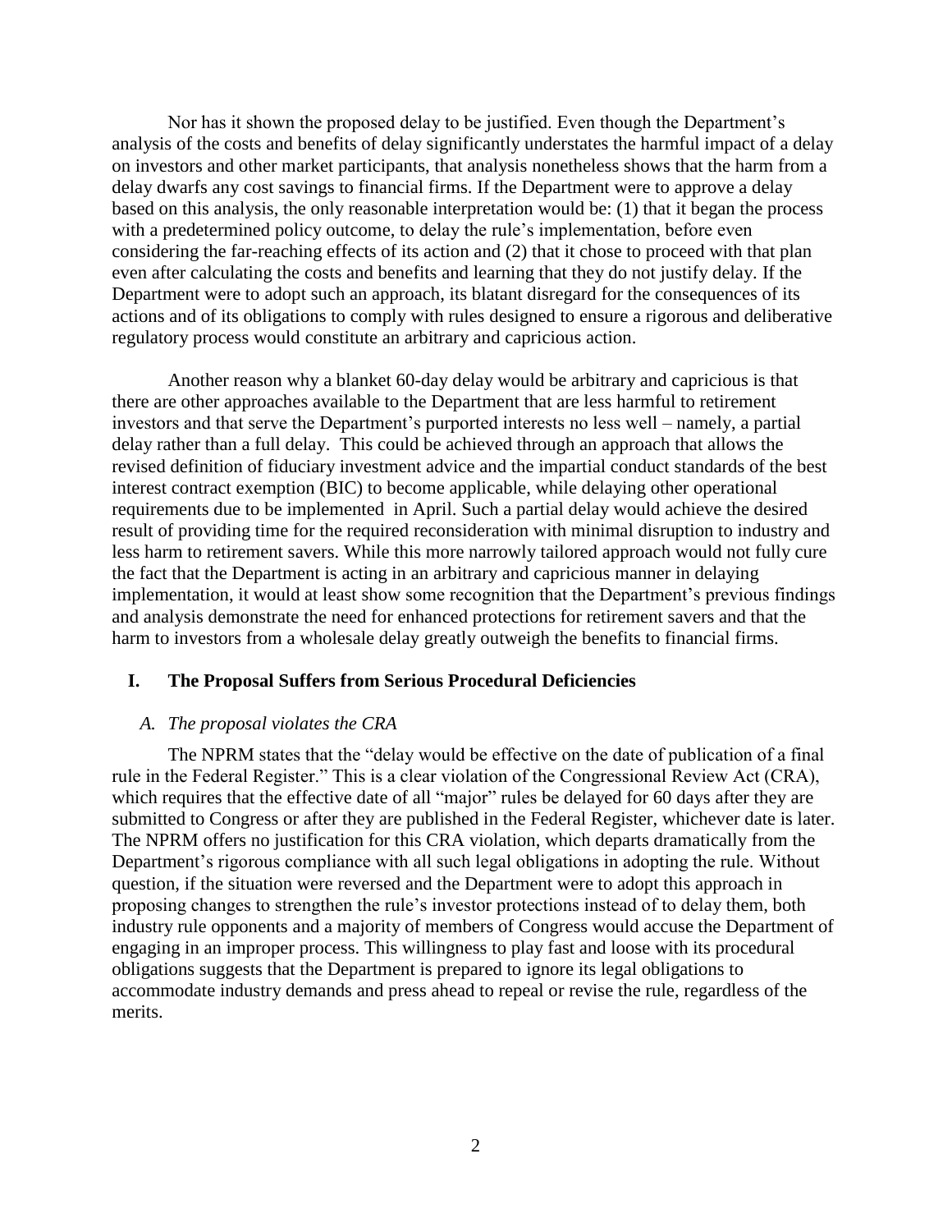Nor has it shown the proposed delay to be justified. Even though the Department's analysis of the costs and benefits of delay significantly understates the harmful impact of a delay on investors and other market participants, that analysis nonetheless shows that the harm from a delay dwarfs any cost savings to financial firms. If the Department were to approve a delay based on this analysis, the only reasonable interpretation would be: (1) that it began the process with a predetermined policy outcome, to delay the rule's implementation, before even considering the far-reaching effects of its action and (2) that it chose to proceed with that plan even after calculating the costs and benefits and learning that they do not justify delay. If the Department were to adopt such an approach, its blatant disregard for the consequences of its actions and of its obligations to comply with rules designed to ensure a rigorous and deliberative regulatory process would constitute an arbitrary and capricious action.

Another reason why a blanket 60-day delay would be arbitrary and capricious is that there are other approaches available to the Department that are less harmful to retirement investors and that serve the Department's purported interests no less well – namely, a partial delay rather than a full delay. This could be achieved through an approach that allows the revised definition of fiduciary investment advice and the impartial conduct standards of the best interest contract exemption (BIC) to become applicable, while delaying other operational requirements due to be implemented in April. Such a partial delay would achieve the desired result of providing time for the required reconsideration with minimal disruption to industry and less harm to retirement savers. While this more narrowly tailored approach would not fully cure the fact that the Department is acting in an arbitrary and capricious manner in delaying implementation, it would at least show some recognition that the Department's previous findings and analysis demonstrate the need for enhanced protections for retirement savers and that the harm to investors from a wholesale delay greatly outweigh the benefits to financial firms.

## I. The Proposal Suffers from Serious Procedural Deficiencies

### *A. The proposal violates the CRA*

The NPRM states that the "delay would be effective on the date of publication of a final rule in the Federal Register." This is a clear violation of the Congressional Review Act (CRA), which requires that the effective date of all "major" rules be delayed for 60 days after they are submitted to Congress or after they are published in the Federal Register, whichever date is later. The NPRM offers no justification for this CRA violation, which departs dramatically from the Department's rigorous compliance with all such legal obligations in adopting the rule. Without question, if the situation were reversed and the Department were to adopt this approach in proposing changes to strengthen the rule's investor protections instead of to delay them, both industry rule opponents and a majority of members of Congress would accuse the Department of engaging in an improper process. This willingness to play fast and loose with its procedural obligations suggests that the Department is prepared to ignore its legal obligations to accommodate industry demands and press ahead to repeal or revise the rule, regardless of the merits.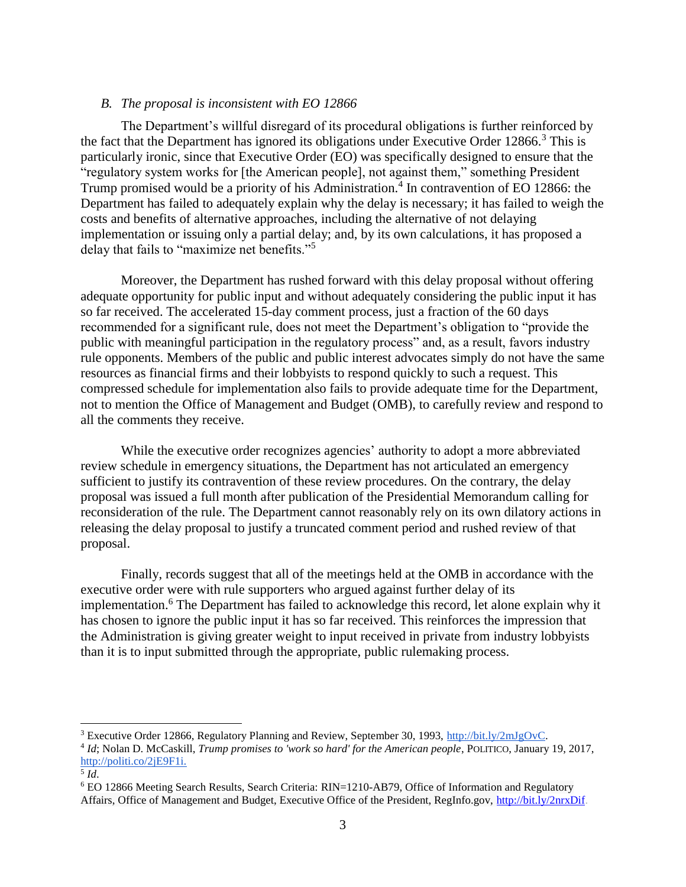### *B. The proposal is inconsistent with EO 12866*

The Department's willful disregard of its procedural obligations is further reinforced by the fact that the Department has ignored its obligations under Executive Order 12866.[3] This is particularly ironic, since that Executive Order (EO) was specifically designed to ensure that the "regulatory system works for [the American people], not against them," something President Trump promised would be a priority of his Administration.[4] In contravention of EO 12866: the Department has failed to adequately explain why the delay is necessary; it has failed to weigh the costs and benefits of alternative approaches, including the alternative of not delaying implementation or issuing only a partial delay; and, by its own calculations, it has proposed a delay that fails to "maximize net benefits."[5]

Moreover, the Department has rushed forward with this delay proposal without offering adequate opportunity for public input and without adequately considering the public input it has so far received. The accelerated 15-day comment process, just a fraction of the 60 days recommended for a significant rule, does not meet the Department's obligation to "provide the public with meaningful participation in the regulatory process" and, as a result, favors industry rule opponents. Members of the public and public interest advocates simply do not have the same resources as financial firms and their lobbyists to respond quickly to such a request. This compressed schedule for implementation also fails to provide adequate time for the Department, not to mention the Office of Management and Budget (OMB), to carefully review and respond to all the comments they receive.

While the executive order recognizes agencies' authority to adopt a more abbreviated review schedule in emergency situations, the Department has not articulated an emergency sufficient to justify its contravention of these review procedures. On the contrary, the delay proposal was issued a full month after publication of the Presidential Memorandum calling for reconsideration of the rule. The Department cannot reasonably rely on its own dilatory actions in releasing the delay proposal to justify a truncated comment period and rushed review of that proposal.

Finally, records suggest that all of the meetings held at the OMB in accordance with the executive order were with rule supporters who argued against further delay of its implementation.[6] The Department has failed to acknowledge this record, let alone explain why it has chosen to ignore the public input it has so far received. This reinforces the impression that the Administration is giving greater weight to input received in private from industry lobbyists than it is to input submitted through the appropriate, public rulemaking process.

---

[3] Executive Order 12866, Regulatory Planning and Review, September 30, 1993, http://bit.ly/2mJgOvC.

[4] *Id*; Nolan D. McCaskill, *Trump promises to 'work so hard' for the American people*, POLITICO, January 19, 2017, http://politi.co/2jE9F1i.

[5] *Id*.

[6] EO 12866 Meeting Search Results, Search Criteria: RIN=1210-AB79, Office of Information and Regulatory Affairs, Office of Management and Budget, Executive Office of the President, RegInfo.gov, http://bit.ly/2nrxDif.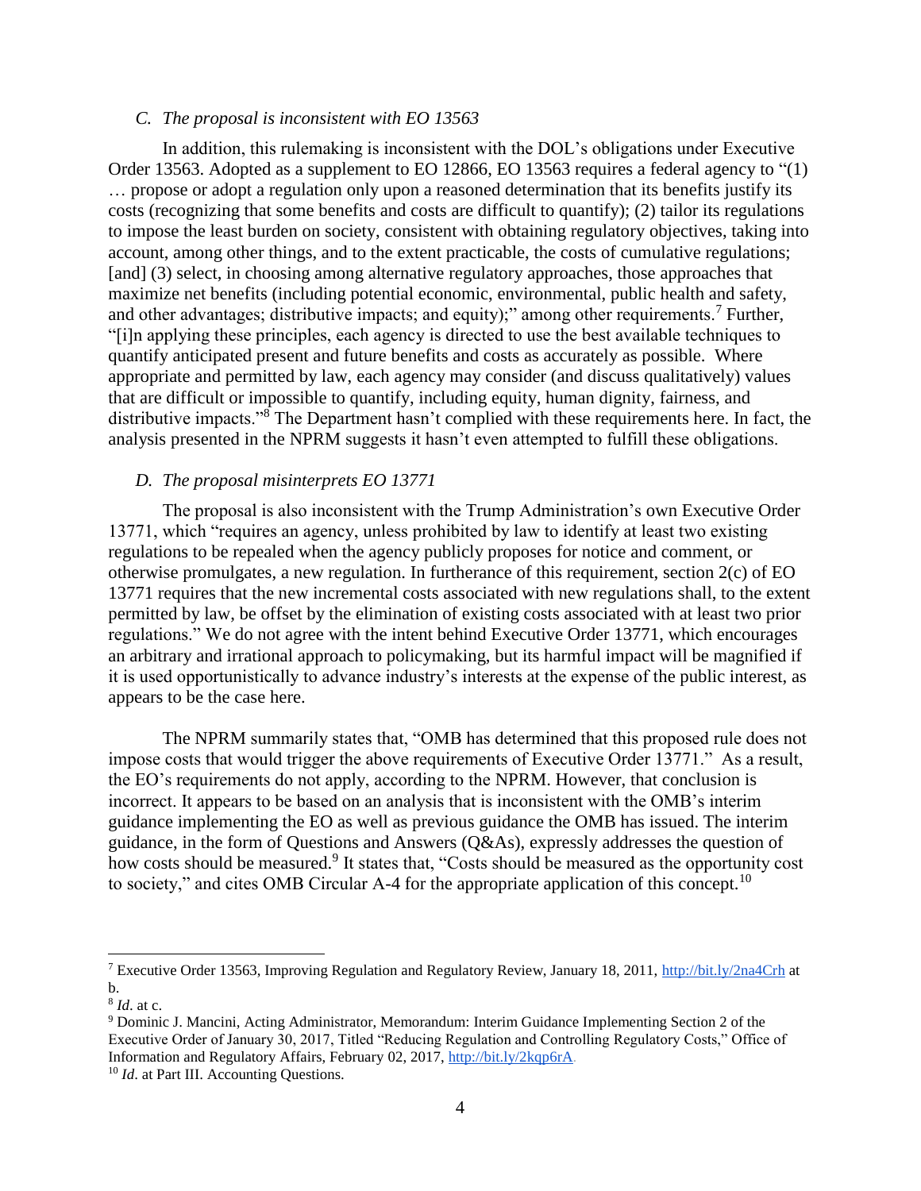### *C. The proposal is inconsistent with EO 13563*

In addition, this rulemaking is inconsistent with the DOL's obligations under Executive Order 13563. Adopted as a supplement to EO 12866, EO 13563 requires a federal agency to "(1) … propose or adopt a regulation only upon a reasoned determination that its benefits justify its costs (recognizing that some benefits and costs are difficult to quantify); (2) tailor its regulations to impose the least burden on society, consistent with obtaining regulatory objectives, taking into account, among other things, and to the extent practicable, the costs of cumulative regulations; [and] (3) select, in choosing among alternative regulatory approaches, those approaches that maximize net benefits (including potential economic, environmental, public health and safety, and other advantages; distributive impacts; and equity);" among other requirements.[7] Further, "[i]n applying these principles, each agency is directed to use the best available techniques to quantify anticipated present and future benefits and costs as accurately as possible. Where appropriate and permitted by law, each agency may consider (and discuss qualitatively) values that are difficult or impossible to quantify, including equity, human dignity, fairness, and distributive impacts."[8] The Department hasn't complied with these requirements here. In fact, the analysis presented in the NPRM suggests it hasn't even attempted to fulfill these obligations.

### *D. The proposal misinterprets EO 13771*

The proposal is also inconsistent with the Trump Administration's own Executive Order 13771, which "requires an agency, unless prohibited by law to identify at least two existing regulations to be repealed when the agency publicly proposes for notice and comment, or otherwise promulgates, a new regulation. In furtherance of this requirement, section 2(c) of EO 13771 requires that the new incremental costs associated with new regulations shall, to the extent permitted by law, be offset by the elimination of existing costs associated with at least two prior regulations." We do not agree with the intent behind Executive Order 13771, which encourages an arbitrary and irrational approach to policymaking, but its harmful impact will be magnified if it is used opportunistically to advance industry's interests at the expense of the public interest, as appears to be the case here.

The NPRM summarily states that, "OMB has determined that this proposed rule does not impose costs that would trigger the above requirements of Executive Order 13771." As a result, the EO's requirements do not apply, according to the NPRM. However, that conclusion is incorrect. It appears to be based on an analysis that is inconsistent with the OMB's interim guidance implementing the EO as well as previous guidance the OMB has issued. The interim guidance, in the form of Questions and Answers (Q&As), expressly addresses the question of how costs should be measured.[9] It states that, "Costs should be measured as the opportunity cost to society," and cites OMB Circular A-4 for the appropriate application of this concept.[10]

---

[7] Executive Order 13563, Improving Regulation and Regulatory Review, January 18, 2011, http://bit.ly/2na4Crh at b.

[8] *Id*. at c.

[9] Dominic J. Mancini, Acting Administrator, Memorandum: Interim Guidance Implementing Section 2 of the Executive Order of January 30, 2017, Titled "Reducing Regulation and Controlling Regulatory Costs," Office of Information and Regulatory Affairs, February 02, 2017, http://bit.ly/2kqp6rA.

[10] *Id*. at Part III. Accounting Questions.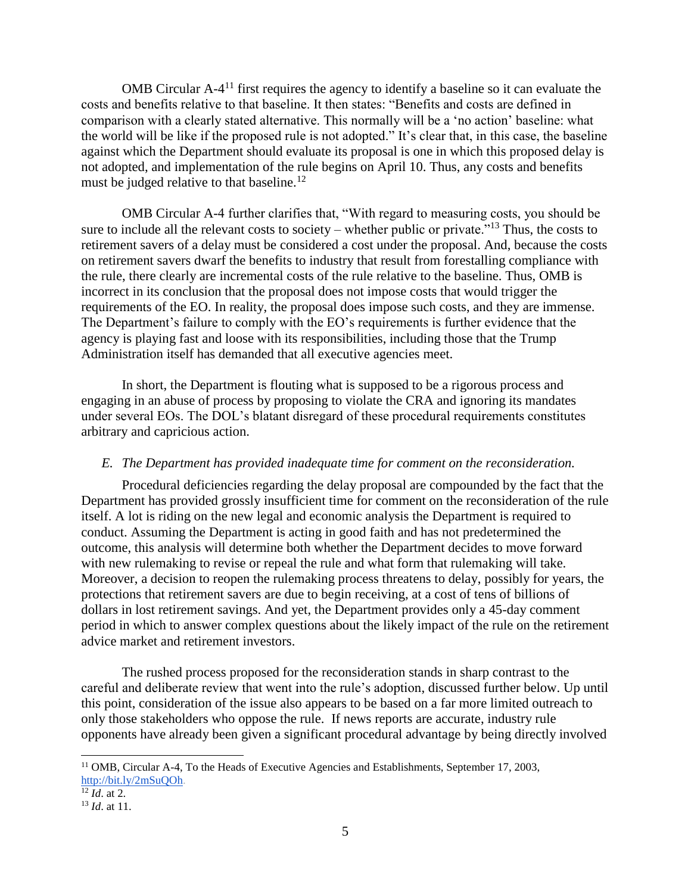OMB Circular A-4[11] first requires the agency to identify a baseline so it can evaluate the costs and benefits relative to that baseline. It then states: "Benefits and costs are defined in comparison with a clearly stated alternative. This normally will be a 'no action' baseline: what the world will be like if the proposed rule is not adopted." It's clear that, in this case, the baseline against which the Department should evaluate its proposal is one in which this proposed delay is not adopted, and implementation of the rule begins on April 10. Thus, any costs and benefits must be judged relative to that baseline.[12]

OMB Circular A-4 further clarifies that, "With regard to measuring costs, you should be sure to include all the relevant costs to society – whether public or private."[13] Thus, the costs to retirement savers of a delay must be considered a cost under the proposal. And, because the costs on retirement savers dwarf the benefits to industry that result from forestalling compliance with the rule, there clearly are incremental costs of the rule relative to the baseline. Thus, OMB is incorrect in its conclusion that the proposal does not impose costs that would trigger the requirements of the EO. In reality, the proposal does impose such costs, and they are immense. The Department's failure to comply with the EO's requirements is further evidence that the agency is playing fast and loose with its responsibilities, including those that the Trump Administration itself has demanded that all executive agencies meet.

In short, the Department is flouting what is supposed to be a rigorous process and engaging in an abuse of process by proposing to violate the CRA and ignoring its mandates under several EOs. The DOL's blatant disregard of these procedural requirements constitutes arbitrary and capricious action.

*E. The Department has provided inadequate time for comment on the reconsideration.*

Procedural deficiencies regarding the delay proposal are compounded by the fact that the Department has provided grossly insufficient time for comment on the reconsideration of the rule itself. A lot is riding on the new legal and economic analysis the Department is required to conduct. Assuming the Department is acting in good faith and has not predetermined the outcome, this analysis will determine both whether the Department decides to move forward with new rulemaking to revise or repeal the rule and what form that rulemaking will take. Moreover, a decision to reopen the rulemaking process threatens to delay, possibly for years, the protections that retirement savers are due to begin receiving, at a cost of tens of billions of dollars in lost retirement savings. And yet, the Department provides only a 45-day comment period in which to answer complex questions about the likely impact of the rule on the retirement advice market and retirement investors.

The rushed process proposed for the reconsideration stands in sharp contrast to the careful and deliberate review that went into the rule's adoption, discussed further below. Up until this point, consideration of the issue also appears to be based on a far more limited outreach to only those stakeholders who oppose the rule. If news reports are accurate, industry rule opponents have already been given a significant procedural advantage by being directly involved

---

[11] OMB, Circular A-4, To the Heads of Executive Agencies and Establishments, September 17, 2003, http://bit.ly/2mSuQOh.

[12] *Id*. at 2.

[13] *Id*. at 11.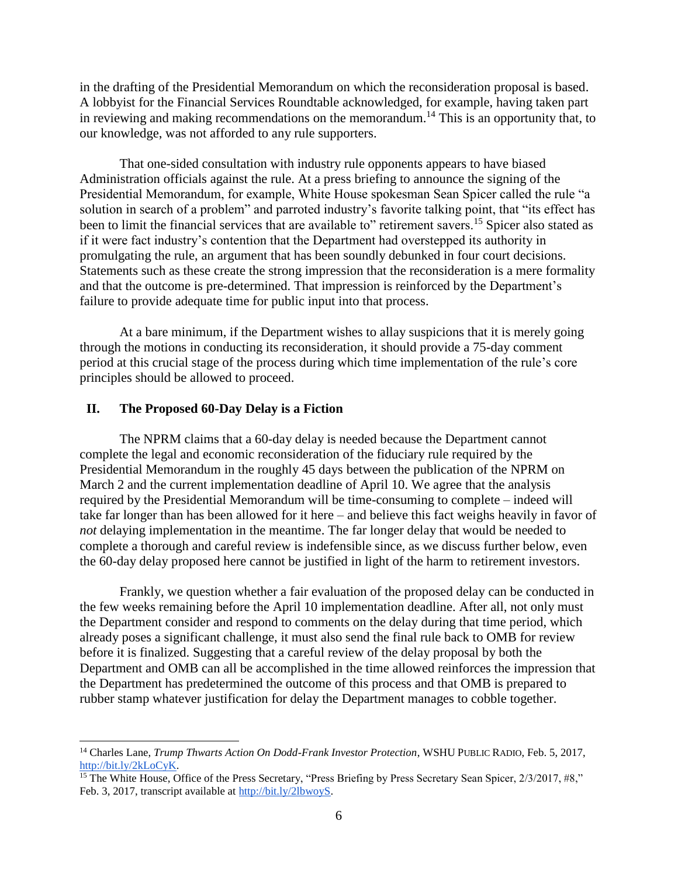in the drafting of the Presidential Memorandum on which the reconsideration proposal is based. A lobbyist for the Financial Services Roundtable acknowledged, for example, having taken part in reviewing and making recommendations on the memorandum.[14] This is an opportunity that, to our knowledge, was not afforded to any rule supporters.

That one-sided consultation with industry rule opponents appears to have biased Administration officials against the rule. At a press briefing to announce the signing of the Presidential Memorandum, for example, White House spokesman Sean Spicer called the rule "a solution in search of a problem" and parroted industry's favorite talking point, that "its effect has been to limit the financial services that are available to" retirement savers.[15] Spicer also stated as if it were fact industry's contention that the Department had overstepped its authority in promulgating the rule, an argument that has been soundly debunked in four court decisions. Statements such as these create the strong impression that the reconsideration is a mere formality and that the outcome is pre-determined. That impression is reinforced by the Department's failure to provide adequate time for public input into that process.

At a bare minimum, if the Department wishes to allay suspicions that it is merely going through the motions in conducting its reconsideration, it should provide a 75-day comment period at this crucial stage of the process during which time implementation of the rule's core principles should be allowed to proceed.

## II. The Proposed 60-Day Delay is a Fiction

The NPRM claims that a 60-day delay is needed because the Department cannot complete the legal and economic reconsideration of the fiduciary rule required by the Presidential Memorandum in the roughly 45 days between the publication of the NPRM on March 2 and the current implementation deadline of April 10. We agree that the analysis required by the Presidential Memorandum will be time-consuming to complete – indeed will take far longer than has been allowed for it here – and believe this fact weighs heavily in favor of *not* delaying implementation in the meantime. The far longer delay that would be needed to complete a thorough and careful review is indefensible since, as we discuss further below, even the 60-day delay proposed here cannot be justified in light of the harm to retirement investors.

Frankly, we question whether a fair evaluation of the proposed delay can be conducted in the few weeks remaining before the April 10 implementation deadline. After all, not only must the Department consider and respond to comments on the delay during that time period, which already poses a significant challenge, it must also send the final rule back to OMB for review before it is finalized. Suggesting that a careful review of the delay proposal by both the Department and OMB can all be accomplished in the time allowed reinforces the impression that the Department has predetermined the outcome of this process and that OMB is prepared to rubber stamp whatever justification for delay the Department manages to cobble together.

---

[14] Charles Lane, *Trump Thwarts Action On Dodd-Frank Investor Protection*, WSHU PUBLIC RADIO, Feb. 5, 2017, http://bit.ly/2kLoCyK.

[15] The White House, Office of the Press Secretary, "Press Briefing by Press Secretary Sean Spicer, 2/3/2017, #8," Feb. 3, 2017, transcript available at http://bit.ly/2lbwoyS.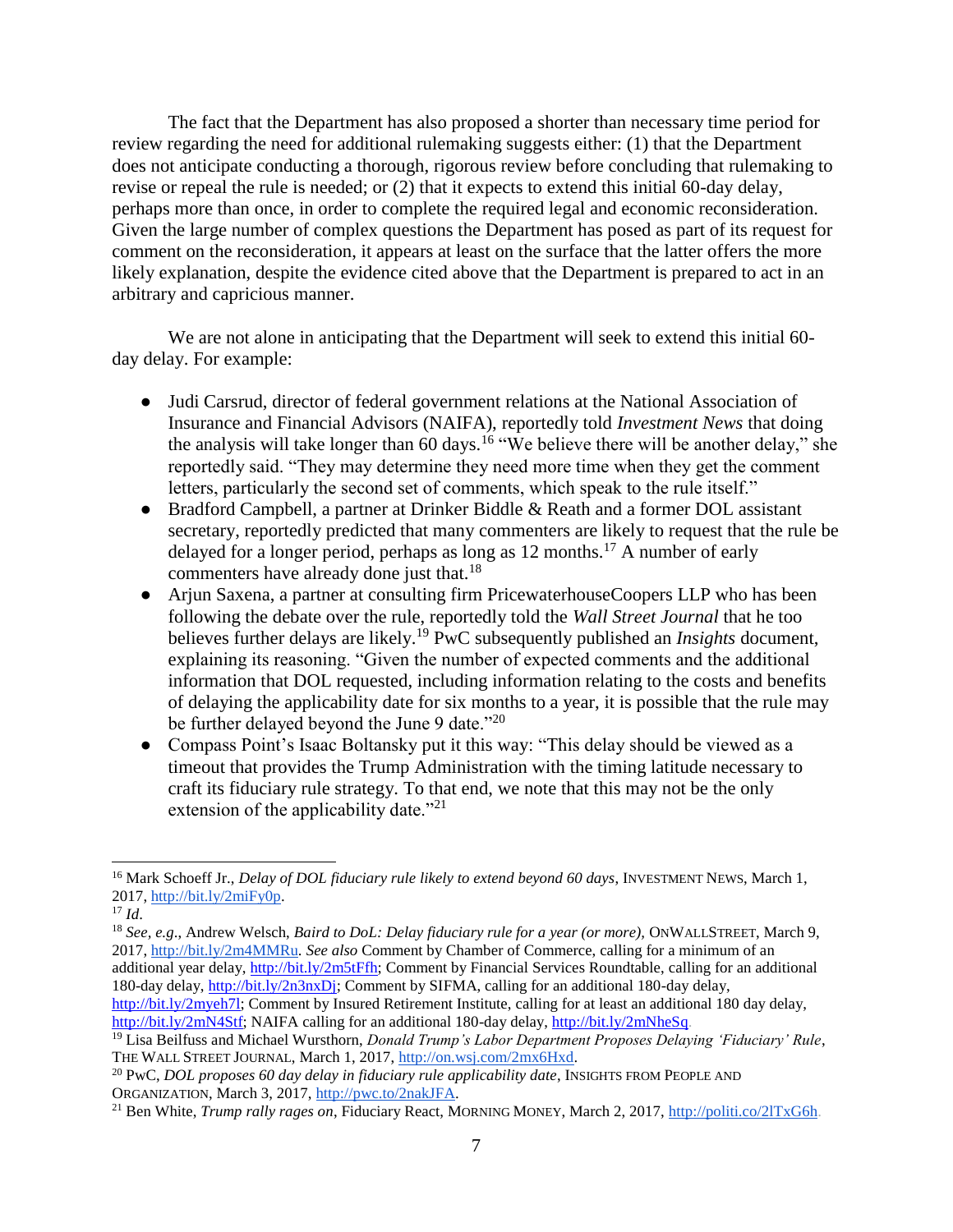The fact that the Department has also proposed a shorter than necessary time period for review regarding the need for additional rulemaking suggests either: (1) that the Department does not anticipate conducting a thorough, rigorous review before concluding that rulemaking to revise or repeal the rule is needed; or (2) that it expects to extend this initial 60-day delay, perhaps more than once, in order to complete the required legal and economic reconsideration. Given the large number of complex questions the Department has posed as part of its request for comment on the reconsideration, it appears at least on the surface that the latter offers the more likely explanation, despite the evidence cited above that the Department is prepared to act in an arbitrary and capricious manner.

We are not alone in anticipating that the Department will seek to extend this initial 60-day delay. For example:

- Judi Carsrud, director of federal government relations at the National Association of Insurance and Financial Advisors (NAIFA), reportedly told *Investment News* that doing the analysis will take longer than 60 days.[16] "We believe there will be another delay," she reportedly said. "They may determine they need more time when they get the comment letters, particularly the second set of comments, which speak to the rule itself."
- Bradford Campbell, a partner at Drinker Biddle & Reath and a former DOL assistant secretary, reportedly predicted that many commenters are likely to request that the rule be delayed for a longer period, perhaps as long as 12 months.[17] A number of early commenters have already done just that.[18]
- Arjun Saxena, a partner at consulting firm PricewaterhouseCoopers LLP who has been following the debate over the rule, reportedly told the *Wall Street Journal* that he too believes further delays are likely.[19] PwC subsequently published an *Insights* document, explaining its reasoning. "Given the number of expected comments and the additional information that DOL requested, including information relating to the costs and benefits of delaying the applicability date for six months to a year, it is possible that the rule may be further delayed beyond the June 9 date."[20]
- Compass Point's Isaac Boltansky put it this way: "This delay should be viewed as a timeout that provides the Trump Administration with the timing latitude necessary to craft its fiduciary rule strategy. To that end, we note that this may not be the only extension of the applicability date."[21]

---

[16] Mark Schoeff Jr., *Delay of DOL fiduciary rule likely to extend beyond 60 days*, INVESTMENT NEWS, March 1, 2017, http://bit.ly/2miFy0p.

[17] *Id.*

[18] *See, e.g.*, Andrew Welsch, *Baird to DoL: Delay fiduciary rule for a year (or more)*, ONWALLSTREET, March 9, 2017, http://bit.ly/2m4MMRu. *See also* Comment by Chamber of Commerce, calling for a minimum of an additional year delay, http://bit.ly/2m5tFfh; Comment by Financial Services Roundtable, calling for an additional 180-day delay, http://bit.ly/2n3nxDj; Comment by SIFMA, calling for an additional 180-day delay, http://bit.ly/2myeh7l; Comment by Insured Retirement Institute, calling for at least an additional 180 day delay, http://bit.ly/2mN4Stf; NAIFA calling for an additional 180-day delay, http://bit.ly/2mNheSq.

[19] Lisa Beilfuss and Michael Wursthorn, *Donald Trump's Labor Department Proposes Delaying 'Fiduciary' Rule*, THE WALL STREET JOURNAL, March 1, 2017, http://on.wsj.com/2mx6Hxd.

[20] PwC, *DOL proposes 60 day delay in fiduciary rule applicability date*, INSIGHTS FROM PEOPLE AND ORGANIZATION, March 3, 2017, http://pwc.to/2nakJFA.

[21] Ben White, *Trump rally rages on*, Fiduciary React, MORNING MONEY, March 2, 2017, http://politi.co/2lTxG6h.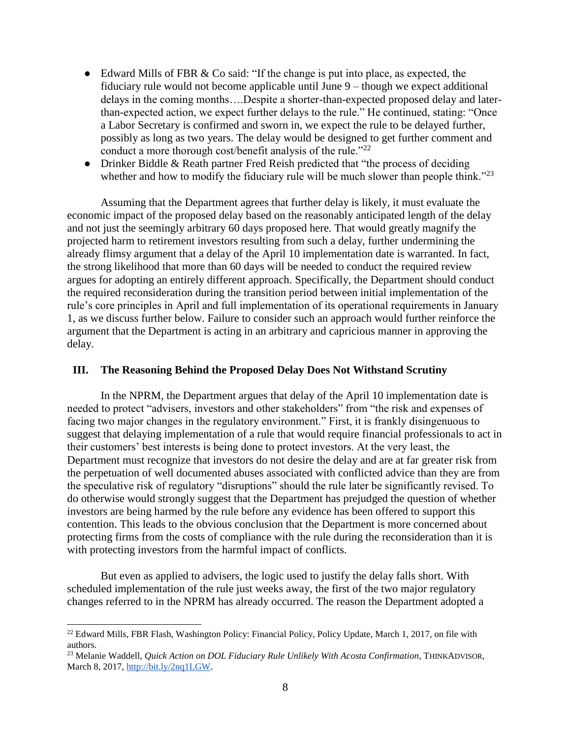- Edward Mills of FBR & Co said: "If the change is put into place, as expected, the fiduciary rule would not become applicable until June 9 – though we expect additional delays in the coming months….Despite a shorter-than-expected proposed delay and later-than-expected action, we expect further delays to the rule." He continued, stating: "Once a Labor Secretary is confirmed and sworn in, we expect the rule to be delayed further, possibly as long as two years. The delay would be designed to get further comment and conduct a more thorough cost/benefit analysis of the rule."[22]
- Drinker Biddle & Reath partner Fred Reish predicted that "the process of deciding whether and how to modify the fiduciary rule will be much slower than people think."[23]

Assuming that the Department agrees that further delay is likely, it must evaluate the economic impact of the proposed delay based on the reasonably anticipated length of the delay and not just the seemingly arbitrary 60 days proposed here. That would greatly magnify the projected harm to retirement investors resulting from such a delay, further undermining the already flimsy argument that a delay of the April 10 implementation date is warranted. In fact, the strong likelihood that more than 60 days will be needed to conduct the required review argues for adopting an entirely different approach. Specifically, the Department should conduct the required reconsideration during the transition period between initial implementation of the rule's core principles in April and full implementation of its operational requirements in January 1, as we discuss further below. Failure to consider such an approach would further reinforce the argument that the Department is acting in an arbitrary and capricious manner in approving the delay.

## III. The Reasoning Behind the Proposed Delay Does Not Withstand Scrutiny

In the NPRM, the Department argues that delay of the April 10 implementation date is needed to protect "advisers, investors and other stakeholders" from "the risk and expenses of facing two major changes in the regulatory environment." First, it is frankly disingenuous to suggest that delaying implementation of a rule that would require financial professionals to act in their customers' best interests is being done to protect investors. At the very least, the Department must recognize that investors do not desire the delay and are at far greater risk from the perpetuation of well documented abuses associated with conflicted advice than they are from the speculative risk of regulatory "disruptions" should the rule later be significantly revised. To do otherwise would strongly suggest that the Department has prejudged the question of whether investors are being harmed by the rule before any evidence has been offered to support this contention. This leads to the obvious conclusion that the Department is more concerned about protecting firms from the costs of compliance with the rule during the reconsideration than it is with protecting investors from the harmful impact of conflicts.

But even as applied to advisers, the logic used to justify the delay falls short. With scheduled implementation of the rule just weeks away, the first of the two major regulatory changes referred to in the NPRM has already occurred. The reason the Department adopted a

---

[22] Edward Mills, FBR Flash, Washington Policy: Financial Policy, Policy Update, March 1, 2017, on file with authors.

[23] Melanie Waddell, *Quick Action on DOL Fiduciary Rule Unlikely With Acosta Confirmation*, THINKADVISOR, March 8, 2017, http://bit.ly/2nq1LGW.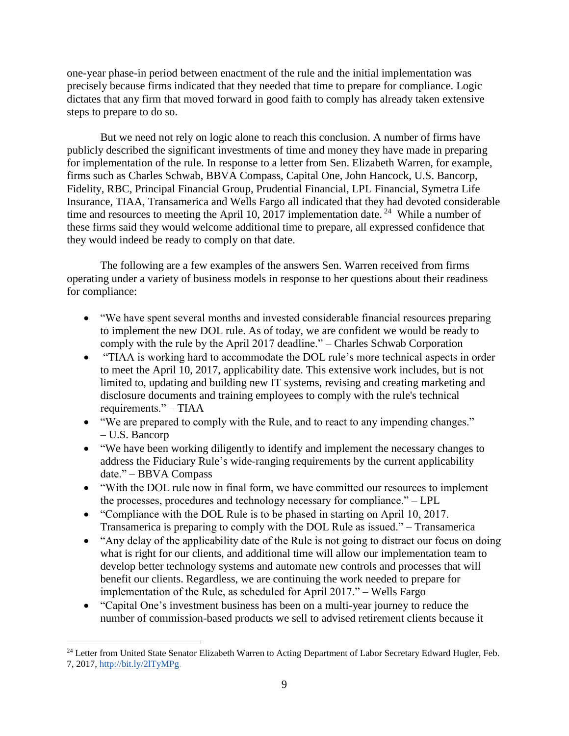one-year phase-in period between enactment of the rule and the initial implementation was precisely because firms indicated that they needed that time to prepare for compliance. Logic dictates that any firm that moved forward in good faith to comply has already taken extensive steps to prepare to do so.

But we need not rely on logic alone to reach this conclusion. A number of firms have publicly described the significant investments of time and money they have made in preparing for implementation of the rule. In response to a letter from Sen. Elizabeth Warren, for example, firms such as Charles Schwab, BBVA Compass, Capital One, John Hancock, U.S. Bancorp, Fidelity, RBC, Principal Financial Group, Prudential Financial, LPL Financial, Symetra Life Insurance, TIAA, Transamerica and Wells Fargo all indicated that they had devoted considerable time and resources to meeting the April 10, 2017 implementation date.[24] While a number of these firms said they would welcome additional time to prepare, all expressed confidence that they would indeed be ready to comply on that date.

The following are a few examples of the answers Sen. Warren received from firms operating under a variety of business models in response to her questions about their readiness for compliance:

- "We have spent several months and invested considerable financial resources preparing to implement the new DOL rule. As of today, we are confident we would be ready to comply with the rule by the April 2017 deadline." – Charles Schwab Corporation
- "TIAA is working hard to accommodate the DOL rule's more technical aspects in order to meet the April 10, 2017, applicability date. This extensive work includes, but is not limited to, updating and building new IT systems, revising and creating marketing and disclosure documents and training employees to comply with the rule's technical requirements." – TIAA
- "We are prepared to comply with the Rule, and to react to any impending changes." – U.S. Bancorp
- "We have been working diligently to identify and implement the necessary changes to address the Fiduciary Rule's wide-ranging requirements by the current applicability date." – BBVA Compass
- "With the DOL rule now in final form, we have committed our resources to implement the processes, procedures and technology necessary for compliance." – LPL
- "Compliance with the DOL Rule is to be phased in starting on April 10, 2017. Transamerica is preparing to comply with the DOL Rule as issued." – Transamerica
- "Any delay of the applicability date of the Rule is not going to distract our focus on doing what is right for our clients, and additional time will allow our implementation team to develop better technology systems and automate new controls and processes that will benefit our clients. Regardless, we are continuing the work needed to prepare for implementation of the Rule, as scheduled for April 2017." – Wells Fargo
- "Capital One's investment business has been on a multi-year journey to reduce the number of commission-based products we sell to advised retirement clients because it

[24] Letter from United State Senator Elizabeth Warren to Acting Department of Labor Secretary Edward Hugler, Feb. 7, 2017, http://bit.ly/2lTyMPg.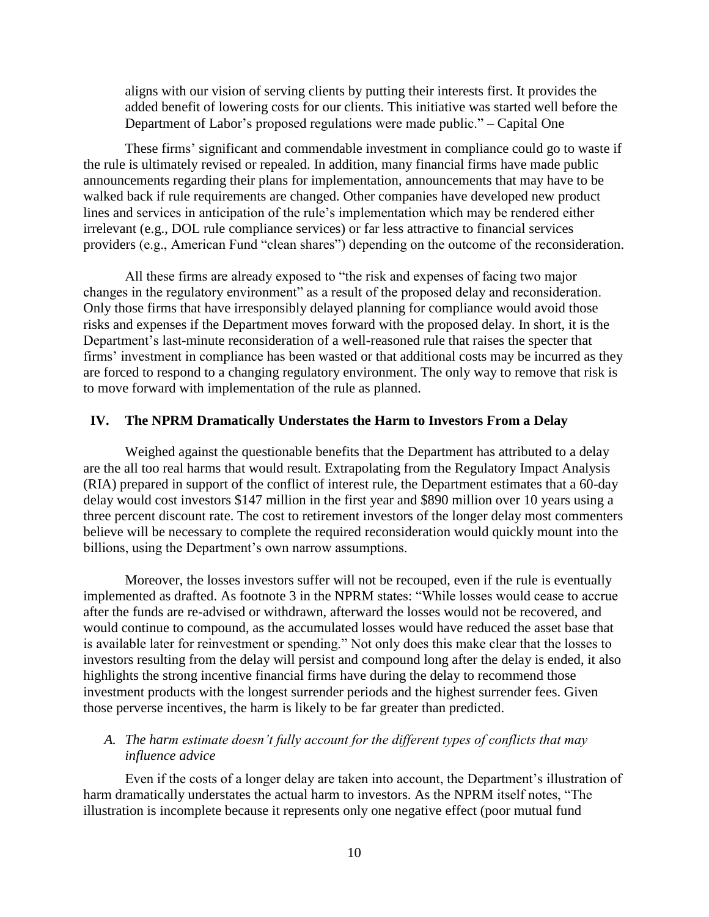> aligns with our vision of serving clients by putting their interests first. It provides the added benefit of lowering costs for our clients. This initiative was started well before the Department of Labor's proposed regulations were made public." – Capital One

These firms' significant and commendable investment in compliance could go to waste if the rule is ultimately revised or repealed. In addition, many financial firms have made public announcements regarding their plans for implementation, announcements that may have to be walked back if rule requirements are changed. Other companies have developed new product lines and services in anticipation of the rule's implementation which may be rendered either irrelevant (e.g., DOL rule compliance services) or far less attractive to financial services providers (e.g., American Fund "clean shares") depending on the outcome of the reconsideration.

All these firms are already exposed to "the risk and expenses of facing two major changes in the regulatory environment" as a result of the proposed delay and reconsideration. Only those firms that have irresponsibly delayed planning for compliance would avoid those risks and expenses if the Department moves forward with the proposed delay. In short, it is the Department's last-minute reconsideration of a well-reasoned rule that raises the specter that firms' investment in compliance has been wasted or that additional costs may be incurred as they are forced to respond to a changing regulatory environment. The only way to remove that risk is to move forward with implementation of the rule as planned.

## IV. The NPRM Dramatically Understates the Harm to Investors From a Delay

Weighed against the questionable benefits that the Department has attributed to a delay are the all too real harms that would result. Extrapolating from the Regulatory Impact Analysis (RIA) prepared in support of the conflict of interest rule, the Department estimates that a 60-day delay would cost investors $147 million in the first year and $890 million over 10 years using a three percent discount rate. The cost to retirement investors of the longer delay most commenters believe will be necessary to complete the required reconsideration would quickly mount into the billions, using the Department's own narrow assumptions.

Moreover, the losses investors suffer will not be recouped, even if the rule is eventually implemented as drafted. As footnote 3 in the NPRM states: "While losses would cease to accrue after the funds are re-advised or withdrawn, afterward the losses would not be recovered, and would continue to compound, as the accumulated losses would have reduced the asset base that is available later for reinvestment or spending." Not only does this make clear that the losses to investors resulting from the delay will persist and compound long after the delay is ended, it also highlights the strong incentive financial firms have during the delay to recommend those investment products with the longest surrender periods and the highest surrender fees. Given those perverse incentives, the harm is likely to be far greater than predicted.

### *A. The harm estimate doesn't fully account for the different types of conflicts that may influence advice*

Even if the costs of a longer delay are taken into account, the Department's illustration of harm dramatically understates the actual harm to investors. As the NPRM itself notes, "The illustration is incomplete because it represents only one negative effect (poor mutual fund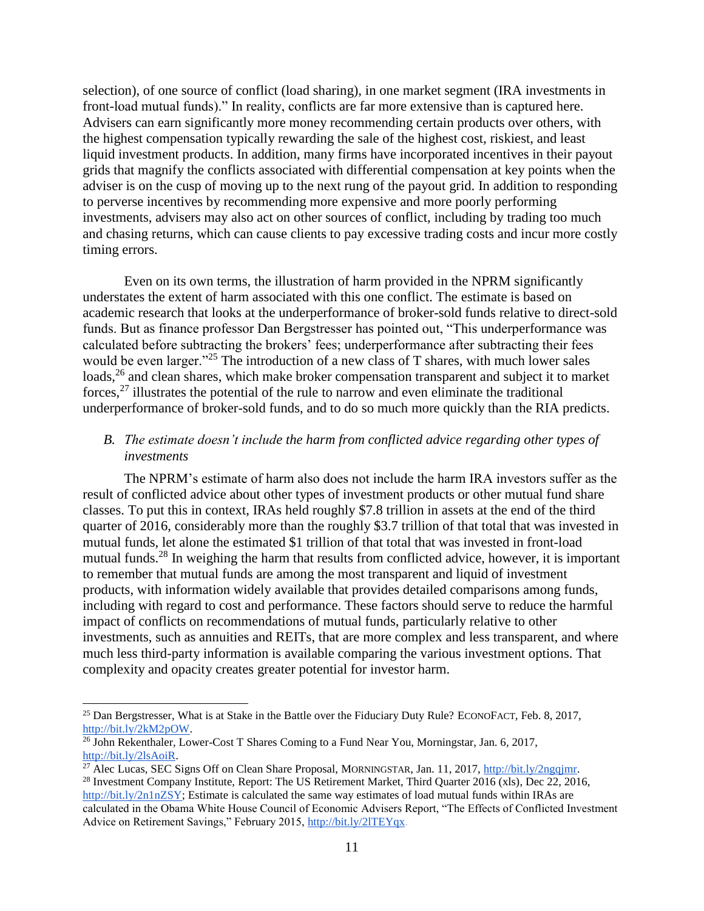selection), of one source of conflict (load sharing), in one market segment (IRA investments in front-load mutual funds)." In reality, conflicts are far more extensive than is captured here. Advisers can earn significantly more money recommending certain products over others, with the highest compensation typically rewarding the sale of the highest cost, riskiest, and least liquid investment products. In addition, many firms have incorporated incentives in their payout grids that magnify the conflicts associated with differential compensation at key points when the adviser is on the cusp of moving up to the next rung of the payout grid. In addition to responding to perverse incentives by recommending more expensive and more poorly performing investments, advisers may also act on other sources of conflict, including by trading too much and chasing returns, which can cause clients to pay excessive trading costs and incur more costly timing errors.

Even on its own terms, the illustration of harm provided in the NPRM significantly understates the extent of harm associated with this one conflict. The estimate is based on academic research that looks at the underperformance of broker-sold funds relative to direct-sold funds. But as finance professor Dan Bergstresser has pointed out, "This underperformance was calculated before subtracting the brokers' fees; underperformance after subtracting their fees would be even larger."[25] The introduction of a new class of T shares, with much lower sales loads,[26] and clean shares, which make broker compensation transparent and subject it to market forces,[27] illustrates the potential of the rule to narrow and even eliminate the traditional underperformance of broker-sold funds, and to do so much more quickly than the RIA predicts.

### *B. The estimate doesn't include the harm from conflicted advice regarding other types of investments*

The NPRM's estimate of harm also does not include the harm IRA investors suffer as the result of conflicted advice about other types of investment products or other mutual fund share classes. To put this in context, IRAs held roughly $7.8 trillion in assets at the end of the third quarter of 2016, considerably more than the roughly $3.7 trillion of that total that was invested in mutual funds, let alone the estimated $1 trillion of that total that was invested in front-load mutual funds.[28] In weighing the harm that results from conflicted advice, however, it is important to remember that mutual funds are among the most transparent and liquid of investment products, with information widely available that provides detailed comparisons among funds, including with regard to cost and performance. These factors should serve to reduce the harmful impact of conflicts on recommendations of mutual funds, particularly relative to other investments, such as annuities and REITs, that are more complex and less transparent, and where much less third-party information is available comparing the various investment options. That complexity and opacity creates greater potential for investor harm.

---

[25] Dan Bergstresser, What is at Stake in the Battle over the Fiduciary Duty Rule? ECONOFACT, Feb. 8, 2017, http://bit.ly/2kM2pOW.

[26] John Rekenthaler, Lower-Cost T Shares Coming to a Fund Near You, Morningstar, Jan. 6, 2017, http://bit.ly/2lsAoiR.

[27] Alec Lucas, SEC Signs Off on Clean Share Proposal, MORNINGSTAR, Jan. 11, 2017, http://bit.ly/2ngqjmr.

[28] Investment Company Institute, Report: The US Retirement Market, Third Quarter 2016 (xls), Dec 22, 2016, http://bit.ly/2n1nZSY; Estimate is calculated the same way estimates of load mutual funds within IRAs are calculated in the Obama White House Council of Economic Advisers Report, "The Effects of Conflicted Investment Advice on Retirement Savings," February 2015, http://bit.ly/2lTEYqx.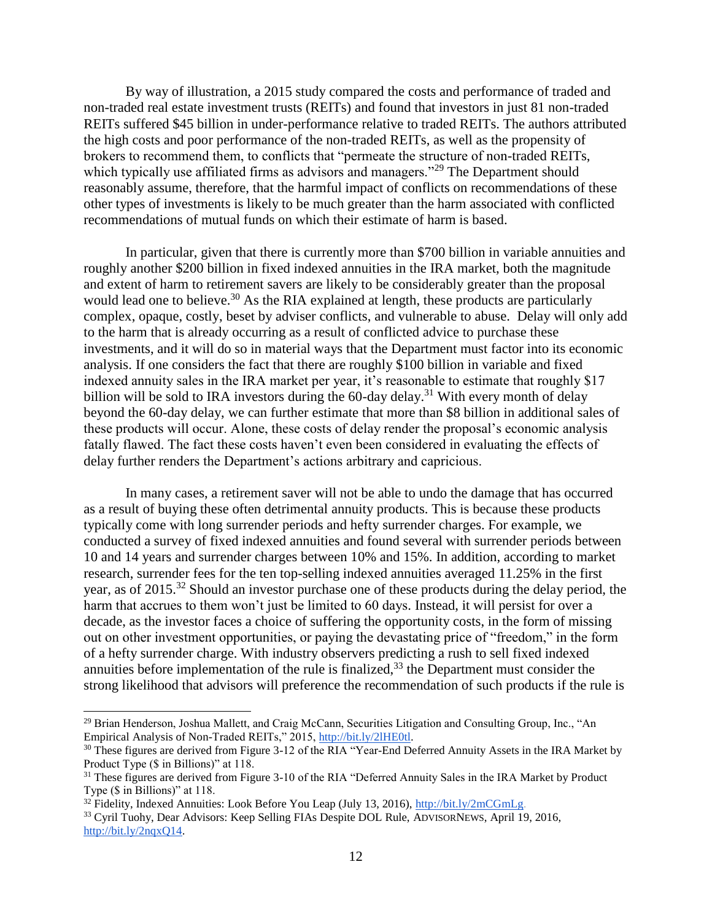By way of illustration, a 2015 study compared the costs and performance of traded and non-traded real estate investment trusts (REITs) and found that investors in just 81 non-traded REITs suffered $45 billion in under-performance relative to traded REITs. The authors attributed the high costs and poor performance of the non-traded REITs, as well as the propensity of brokers to recommend them, to conflicts that "permeate the structure of non-traded REITs, which typically use affiliated firms as advisors and managers."[29] The Department should reasonably assume, therefore, that the harmful impact of conflicts on recommendations of these other types of investments is likely to be much greater than the harm associated with conflicted recommendations of mutual funds on which their estimate of harm is based.

In particular, given that there is currently more than $700 billion in variable annuities and roughly another $200 billion in fixed indexed annuities in the IRA market, both the magnitude and extent of harm to retirement savers are likely to be considerably greater than the proposal would lead one to believe.[30] As the RIA explained at length, these products are particularly complex, opaque, costly, beset by adviser conflicts, and vulnerable to abuse. Delay will only add to the harm that is already occurring as a result of conflicted advice to purchase these investments, and it will do so in material ways that the Department must factor into its economic analysis. If one considers the fact that there are roughly $100 billion in variable and fixed indexed annuity sales in the IRA market per year, it's reasonable to estimate that roughly $17 billion will be sold to IRA investors during the 60-day delay.[31] With every month of delay beyond the 60-day delay, we can further estimate that more than $8 billion in additional sales of these products will occur. Alone, these costs of delay render the proposal's economic analysis fatally flawed. The fact these costs haven't even been considered in evaluating the effects of delay further renders the Department's actions arbitrary and capricious.

In many cases, a retirement saver will not be able to undo the damage that has occurred as a result of buying these often detrimental annuity products. This is because these products typically come with long surrender periods and hefty surrender charges. For example, we conducted a survey of fixed indexed annuities and found several with surrender periods between 10 and 14 years and surrender charges between 10% and 15%. In addition, according to market research, surrender fees for the ten top-selling indexed annuities averaged 11.25% in the first year, as of 2015.[32] Should an investor purchase one of these products during the delay period, the harm that accrues to them won't just be limited to 60 days. Instead, it will persist for over a decade, as the investor faces a choice of suffering the opportunity costs, in the form of missing out on other investment opportunities, or paying the devastating price of "freedom," in the form of a hefty surrender charge. With industry observers predicting a rush to sell fixed indexed annuities before implementation of the rule is finalized,[33] the Department must consider the strong likelihood that advisors will preference the recommendation of such products if the rule is

---

[29] Brian Henderson, Joshua Mallett, and Craig McCann, Securities Litigation and Consulting Group, Inc., "An Empirical Analysis of Non-Traded REITs," 2015, http://bit.ly/2lHE0tl.

[30] These figures are derived from Figure 3-12 of the RIA "Year-End Deferred Annuity Assets in the IRA Market by Product Type ($ in Billions)" at 118.

[31] These figures are derived from Figure 3-10 of the RIA "Deferred Annuity Sales in the IRA Market by Product Type ($ in Billions)" at 118.

[32] Fidelity, Indexed Annuities: Look Before You Leap (July 13, 2016), http://bit.ly/2mCGmLg.

[33] Cyril Tuohy, Dear Advisors: Keep Selling FIAs Despite DOL Rule, ADVISORNEWS, April 19, 2016, http://bit.ly/2nqxQ14.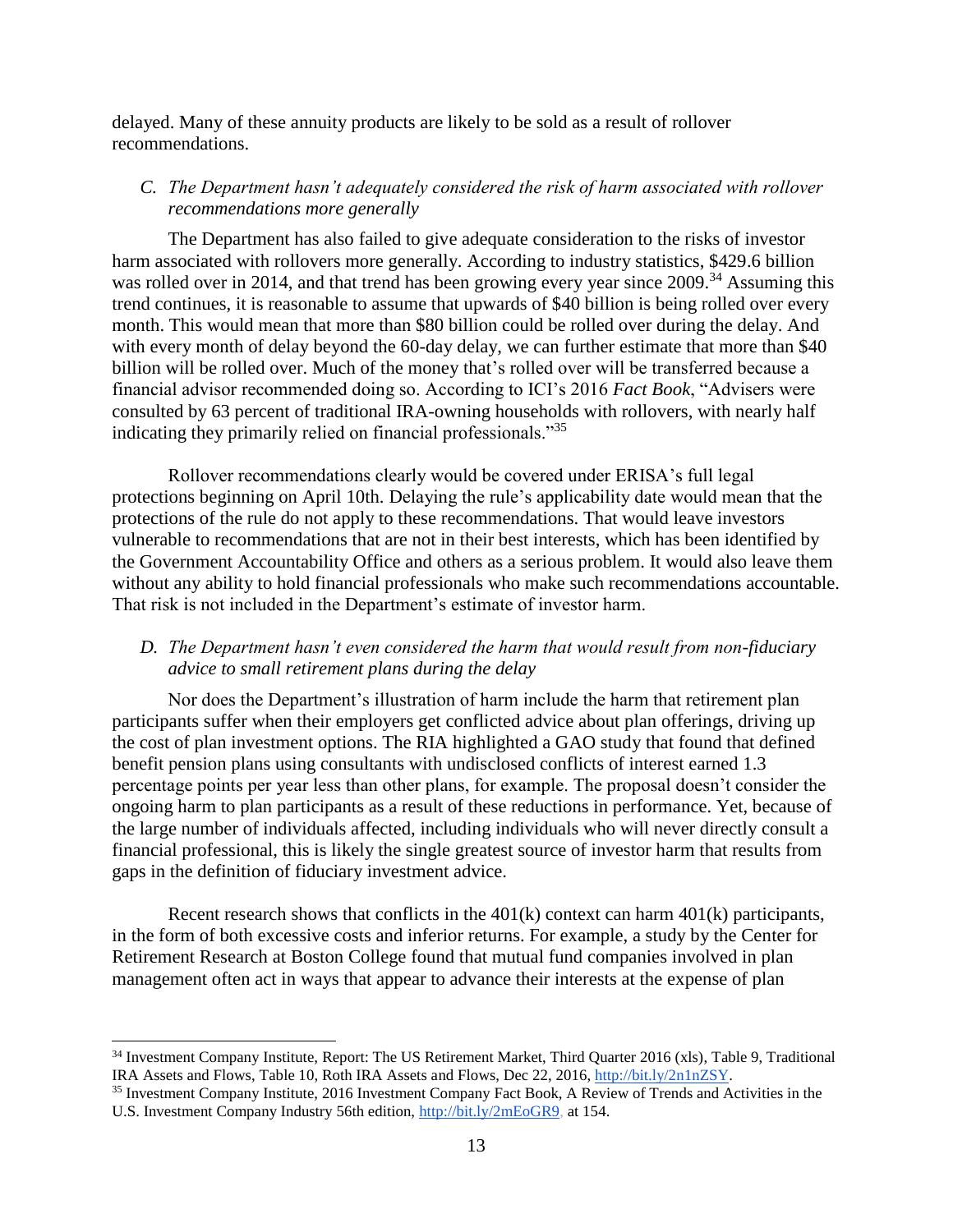delayed. Many of these annuity products are likely to be sold as a result of rollover recommendations.

### *C. The Department hasn't adequately considered the risk of harm associated with rollover recommendations more generally*

The Department has also failed to give adequate consideration to the risks of investor harm associated with rollovers more generally. According to industry statistics, $429.6 billion was rolled over in 2014, and that trend has been growing every year since 2009.[34] Assuming this trend continues, it is reasonable to assume that upwards of $40 billion is being rolled over every month. This would mean that more than $80 billion could be rolled over during the delay. And with every month of delay beyond the 60-day delay, we can further estimate that more than $40 billion will be rolled over. Much of the money that's rolled over will be transferred because a financial advisor recommended doing so. According to ICI's 2016 *Fact Book*, "Advisers were consulted by 63 percent of traditional IRA-owning households with rollovers, with nearly half indicating they primarily relied on financial professionals."[35]

Rollover recommendations clearly would be covered under ERISA's full legal protections beginning on April 10th. Delaying the rule's applicability date would mean that the protections of the rule do not apply to these recommendations. That would leave investors vulnerable to recommendations that are not in their best interests, which has been identified by the Government Accountability Office and others as a serious problem. It would also leave them without any ability to hold financial professionals who make such recommendations accountable. That risk is not included in the Department's estimate of investor harm.

### *D. The Department hasn't even considered the harm that would result from non-fiduciary advice to small retirement plans during the delay*

Nor does the Department's illustration of harm include the harm that retirement plan participants suffer when their employers get conflicted advice about plan offerings, driving up the cost of plan investment options. The RIA highlighted a GAO study that found that defined benefit pension plans using consultants with undisclosed conflicts of interest earned 1.3 percentage points per year less than other plans, for example. The proposal doesn't consider the ongoing harm to plan participants as a result of these reductions in performance. Yet, because of the large number of individuals affected, including individuals who will never directly consult a financial professional, this is likely the single greatest source of investor harm that results from gaps in the definition of fiduciary investment advice.

Recent research shows that conflicts in the 401(k) context can harm 401(k) participants, in the form of both excessive costs and inferior returns. For example, a study by the Center for Retirement Research at Boston College found that mutual fund companies involved in plan management often act in ways that appear to advance their interests at the expense of plan

---

[34] Investment Company Institute, Report: The US Retirement Market, Third Quarter 2016 (xls), Table 9, Traditional IRA Assets and Flows, Table 10, Roth IRA Assets and Flows, Dec 22, 2016, http://bit.ly/2n1nZSY.

[35] Investment Company Institute, 2016 Investment Company Fact Book, A Review of Trends and Activities in the U.S. Investment Company Industry 56th edition, http://bit.ly/2mEoGR9, at 154.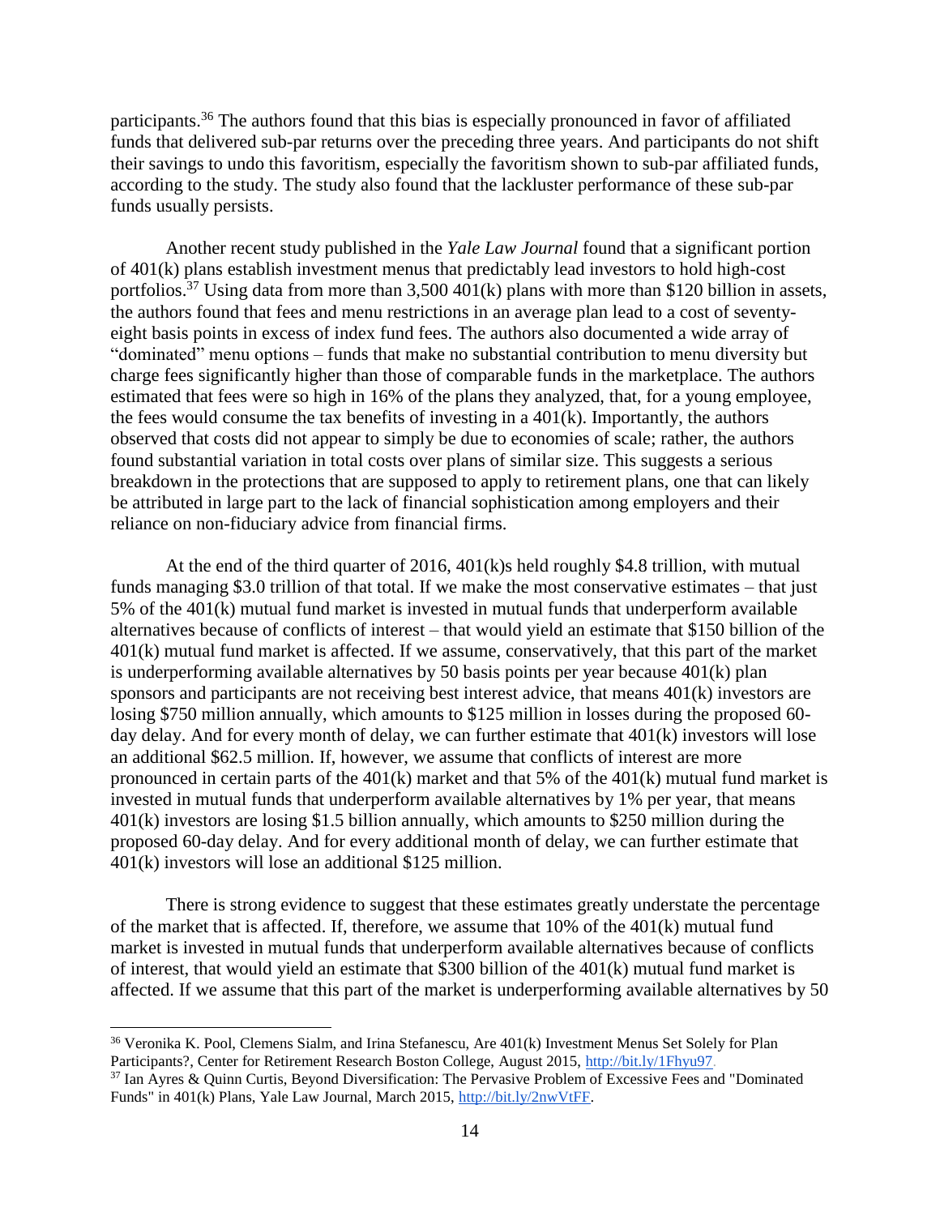participants.[36] The authors found that this bias is especially pronounced in favor of affiliated funds that delivered sub-par returns over the preceding three years. And participants do not shift their savings to undo this favoritism, especially the favoritism shown to sub-par affiliated funds, according to the study. The study also found that the lackluster performance of these sub-par funds usually persists.

Another recent study published in the *Yale Law Journal* found that a significant portion of 401(k) plans establish investment menus that predictably lead investors to hold high-cost portfolios.[37] Using data from more than 3,500 401(k) plans with more than $120 billion in assets, the authors found that fees and menu restrictions in an average plan lead to a cost of seventy-eight basis points in excess of index fund fees. The authors also documented a wide array of "dominated" menu options – funds that make no substantial contribution to menu diversity but charge fees significantly higher than those of comparable funds in the marketplace. The authors estimated that fees were so high in 16% of the plans they analyzed, that, for a young employee, the fees would consume the tax benefits of investing in a 401(k). Importantly, the authors observed that costs did not appear to simply be due to economies of scale; rather, the authors found substantial variation in total costs over plans of similar size. This suggests a serious breakdown in the protections that are supposed to apply to retirement plans, one that can likely be attributed in large part to the lack of financial sophistication among employers and their reliance on non-fiduciary advice from financial firms.

At the end of the third quarter of 2016, 401(k)s held roughly $4.8 trillion, with mutual funds managing $3.0 trillion of that total. If we make the most conservative estimates – that just 5% of the 401(k) mutual fund market is invested in mutual funds that underperform available alternatives because of conflicts of interest – that would yield an estimate that $150 billion of the 401(k) mutual fund market is affected. If we assume, conservatively, that this part of the market is underperforming available alternatives by 50 basis points per year because 401(k) plan sponsors and participants are not receiving best interest advice, that means 401(k) investors are losing $750 million annually, which amounts to $125 million in losses during the proposed 60-day delay. And for every month of delay, we can further estimate that 401(k) investors will lose an additional $62.5 million. If, however, we assume that conflicts of interest are more pronounced in certain parts of the 401(k) market and that 5% of the 401(k) mutual fund market is invested in mutual funds that underperform available alternatives by 1% per year, that means 401(k) investors are losing $1.5 billion annually, which amounts to $250 million during the proposed 60-day delay. And for every additional month of delay, we can further estimate that 401(k) investors will lose an additional $125 million.

There is strong evidence to suggest that these estimates greatly understate the percentage of the market that is affected. If, therefore, we assume that 10% of the 401(k) mutual fund market is invested in mutual funds that underperform available alternatives because of conflicts of interest, that would yield an estimate that $300 billion of the 401(k) mutual fund market is affected. If we assume that this part of the market is underperforming available alternatives by 50

---

[36] Veronika K. Pool, Clemens Sialm, and Irina Stefanescu, Are 401(k) Investment Menus Set Solely for Plan Participants?, Center for Retirement Research Boston College, August 2015, http://bit.ly/1Fhyu97.

[37] Ian Ayres & Quinn Curtis, Beyond Diversification: The Pervasive Problem of Excessive Fees and "Dominated Funds" in 401(k) Plans, Yale Law Journal, March 2015, http://bit.ly/2nwVtFF.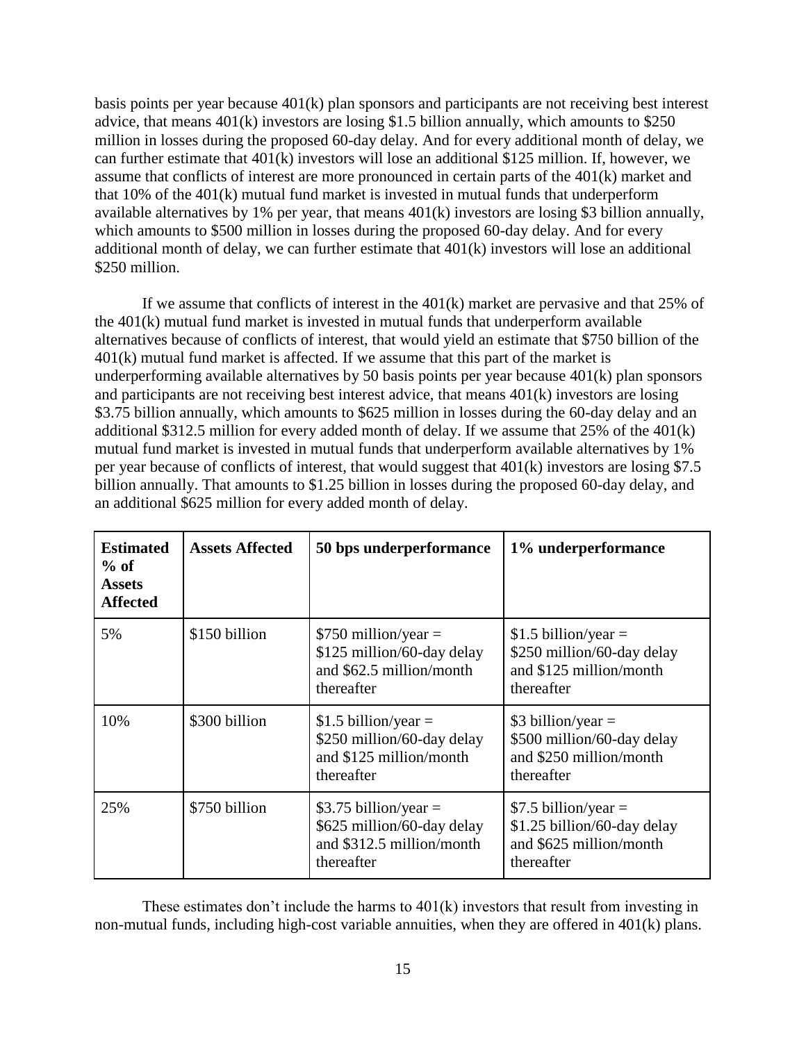basis points per year because 401(k) plan sponsors and participants are not receiving best interest advice, that means 401(k) investors are losing $1.5 billion annually, which amounts to $250 million in losses during the proposed 60-day delay. And for every additional month of delay, we can further estimate that 401(k) investors will lose an additional $125 million. If, however, we assume that conflicts of interest are more pronounced in certain parts of the 401(k) market and that 10% of the 401(k) mutual fund market is invested in mutual funds that underperform available alternatives by 1% per year, that means 401(k) investors are losing $3 billion annually, which amounts to $500 million in losses during the proposed 60-day delay. And for every additional month of delay, we can further estimate that 401(k) investors will lose an additional $250 million.

If we assume that conflicts of interest in the 401(k) market are pervasive and that 25% of the 401(k) mutual fund market is invested in mutual funds that underperform available alternatives because of conflicts of interest, that would yield an estimate that $750 billion of the 401(k) mutual fund market is affected. If we assume that this part of the market is underperforming available alternatives by 50 basis points per year because 401(k) plan sponsors and participants are not receiving best interest advice, that means 401(k) investors are losing $3.75 billion annually, which amounts to $625 million in losses during the 60-day delay and an additional $312.5 million for every added month of delay. If we assume that 25% of the 401(k) mutual fund market is invested in mutual funds that underperform available alternatives by 1% per year because of conflicts of interest, that would suggest that 401(k) investors are losing $7.5 billion annually. That amounts to $1.25 billion in losses during the proposed 60-day delay, and an additional $625 million for every added month of delay.

| **Estimated % of Assets Affected** | **Assets Affected** | **50 bps underperformance** | **1% underperformance** |
|---|---|---|---|
| 5% | $150 billion | $750 million/year = $125 million/60-day delay and $62.5 million/month thereafter | $1.5 billion/year = $250 million/60-day delay and $125 million/month thereafter |
| 10% | $300 billion | $1.5 billion/year = $250 million/60-day delay and $125 million/month thereafter | $3 billion/year = $500 million/60-day delay and $250 million/month thereafter |
| 25% | $750 billion | $3.75 billion/year = $625 million/60-day delay and $312.5 million/month thereafter | $7.5 billion/year = $1.25 billion/60-day delay and $625 million/month thereafter |

These estimates don't include the harms to 401(k) investors that result from investing in non-mutual funds, including high-cost variable annuities, when they are offered in 401(k) plans.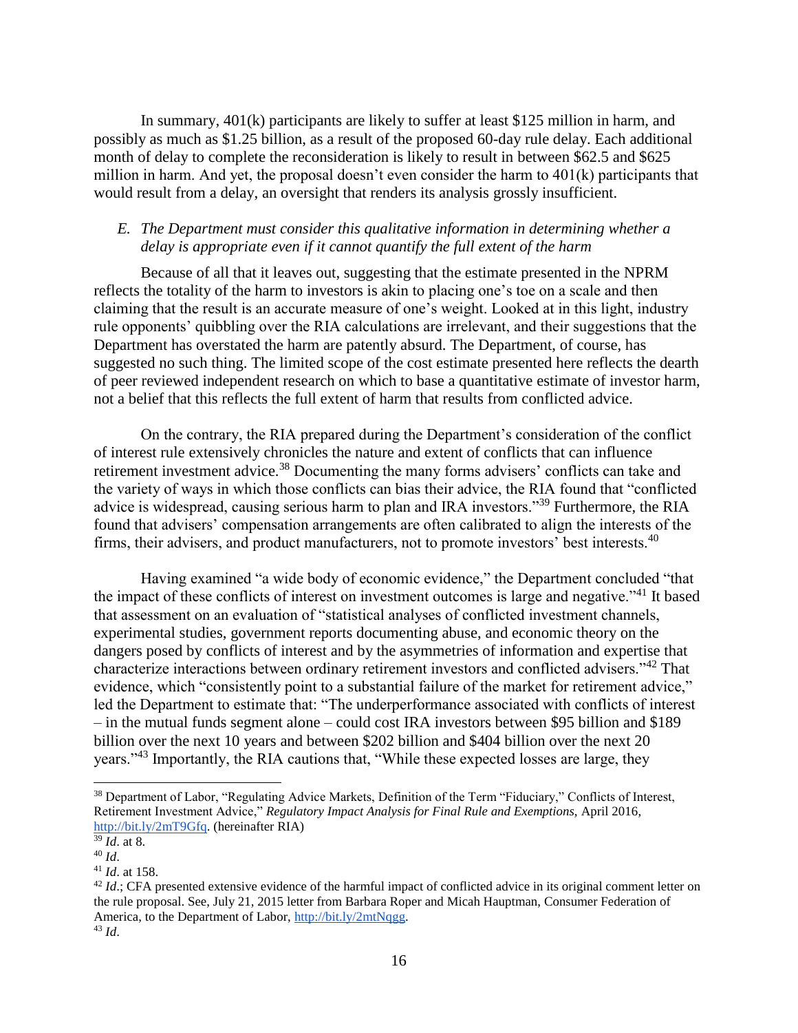In summary, 401(k) participants are likely to suffer at least $125 million in harm, and possibly as much as $1.25 billion, as a result of the proposed 60-day rule delay. Each additional month of delay to complete the reconsideration is likely to result in between $62.5 and $625 million in harm. And yet, the proposal doesn't even consider the harm to 401(k) participants that would result from a delay, an oversight that renders its analysis grossly insufficient.

### *E. The Department must consider this qualitative information in determining whether a delay is appropriate even if it cannot quantify the full extent of the harm*

Because of all that it leaves out, suggesting that the estimate presented in the NPRM reflects the totality of the harm to investors is akin to placing one's toe on a scale and then claiming that the result is an accurate measure of one's weight. Looked at in this light, industry rule opponents' quibbling over the RIA calculations are irrelevant, and their suggestions that the Department has overstated the harm are patently absurd. The Department, of course, has suggested no such thing. The limited scope of the cost estimate presented here reflects the dearth of peer reviewed independent research on which to base a quantitative estimate of investor harm, not a belief that this reflects the full extent of harm that results from conflicted advice.

On the contrary, the RIA prepared during the Department's consideration of the conflict of interest rule extensively chronicles the nature and extent of conflicts that can influence retirement investment advice.[38] Documenting the many forms advisers' conflicts can take and the variety of ways in which those conflicts can bias their advice, the RIA found that "conflicted advice is widespread, causing serious harm to plan and IRA investors."[39] Furthermore, the RIA found that advisers' compensation arrangements are often calibrated to align the interests of the firms, their advisers, and product manufacturers, not to promote investors' best interests.[40]

Having examined "a wide body of economic evidence," the Department concluded "that the impact of these conflicts of interest on investment outcomes is large and negative."[41] It based that assessment on an evaluation of "statistical analyses of conflicted investment channels, experimental studies, government reports documenting abuse, and economic theory on the dangers posed by conflicts of interest and by the asymmetries of information and expertise that characterize interactions between ordinary retirement investors and conflicted advisers."[42] That evidence, which "consistently point to a substantial failure of the market for retirement advice," led the Department to estimate that: "The underperformance associated with conflicts of interest – in the mutual funds segment alone – could cost IRA investors between $95 billion and $189 billion over the next 10 years and between $202 billion and $404 billion over the next 20 years."[43] Importantly, the RIA cautions that, "While these expected losses are large, they

---

[38] Department of Labor, "Regulating Advice Markets, Definition of the Term "Fiduciary," Conflicts of Interest, Retirement Investment Advice," *Regulatory Impact Analysis for Final Rule and Exemptions,* April 2016, http://bit.ly/2mT9Gfq. (hereinafter RIA)

[39] *Id*. at 8.

[40] *Id*.

[41] *Id*. at 158.

[42] *Id*.; CFA presented extensive evidence of the harmful impact of conflicted advice in its original comment letter on the rule proposal. See, July 21, 2015 letter from Barbara Roper and Micah Hauptman, Consumer Federation of America, to the Department of Labor, http://bit.ly/2mtNqgg.

[43] *Id*.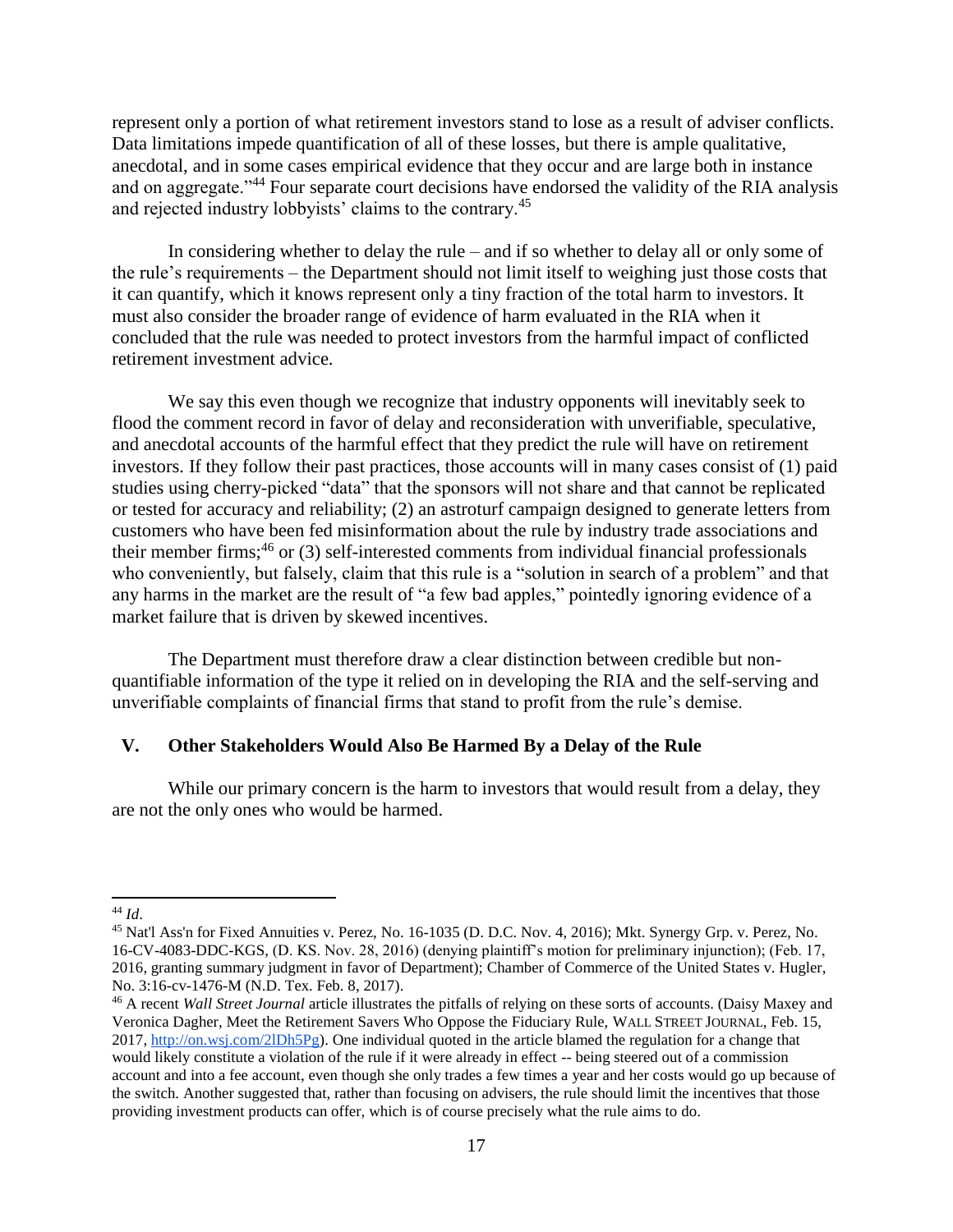represent only a portion of what retirement investors stand to lose as a result of adviser conflicts. Data limitations impede quantification of all of these losses, but there is ample qualitative, anecdotal, and in some cases empirical evidence that they occur and are large both in instance and on aggregate."[44] Four separate court decisions have endorsed the validity of the RIA analysis and rejected industry lobbyists' claims to the contrary.[45]

In considering whether to delay the rule – and if so whether to delay all or only some of the rule's requirements – the Department should not limit itself to weighing just those costs that it can quantify, which it knows represent only a tiny fraction of the total harm to investors. It must also consider the broader range of evidence of harm evaluated in the RIA when it concluded that the rule was needed to protect investors from the harmful impact of conflicted retirement investment advice.

We say this even though we recognize that industry opponents will inevitably seek to flood the comment record in favor of delay and reconsideration with unverifiable, speculative, and anecdotal accounts of the harmful effect that they predict the rule will have on retirement investors. If they follow their past practices, those accounts will in many cases consist of (1) paid studies using cherry-picked "data" that the sponsors will not share and that cannot be replicated or tested for accuracy and reliability; (2) an astroturf campaign designed to generate letters from customers who have been fed misinformation about the rule by industry trade associations and their member firms;[46] or (3) self-interested comments from individual financial professionals who conveniently, but falsely, claim that this rule is a "solution in search of a problem" and that any harms in the market are the result of "a few bad apples," pointedly ignoring evidence of a market failure that is driven by skewed incentives.

The Department must therefore draw a clear distinction between credible but non-quantifiable information of the type it relied on in developing the RIA and the self-serving and unverifiable complaints of financial firms that stand to profit from the rule's demise.

## V. Other Stakeholders Would Also Be Harmed By a Delay of the Rule

While our primary concern is the harm to investors that would result from a delay, they are not the only ones who would be harmed.

---

[44] *Id*.

[45] Nat'l Ass'n for Fixed Annuities v. Perez, No. 16-1035 (D. D.C. Nov. 4, 2016); Mkt. Synergy Grp. v. Perez, No. 16-CV-4083-DDC-KGS, (D. KS. Nov. 28, 2016) (denying plaintiff's motion for preliminary injunction); (Feb. 17, 2016, granting summary judgment in favor of Department); Chamber of Commerce of the United States v. Hugler, No. 3:16-cv-1476-M (N.D. Tex. Feb. 8, 2017).

[46] A recent *Wall Street Journal* article illustrates the pitfalls of relying on these sorts of accounts. (Daisy Maxey and Veronica Dagher, Meet the Retirement Savers Who Oppose the Fiduciary Rule, WALL STREET JOURNAL, Feb. 15, 2017, http://on.wsj.com/2lDh5Pg). One individual quoted in the article blamed the regulation for a change that would likely constitute a violation of the rule if it were already in effect -- being steered out of a commission account and into a fee account, even though she only trades a few times a year and her costs would go up because of the switch. Another suggested that, rather than focusing on advisers, the rule should limit the incentives that those providing investment products can offer, which is of course precisely what the rule aims to do.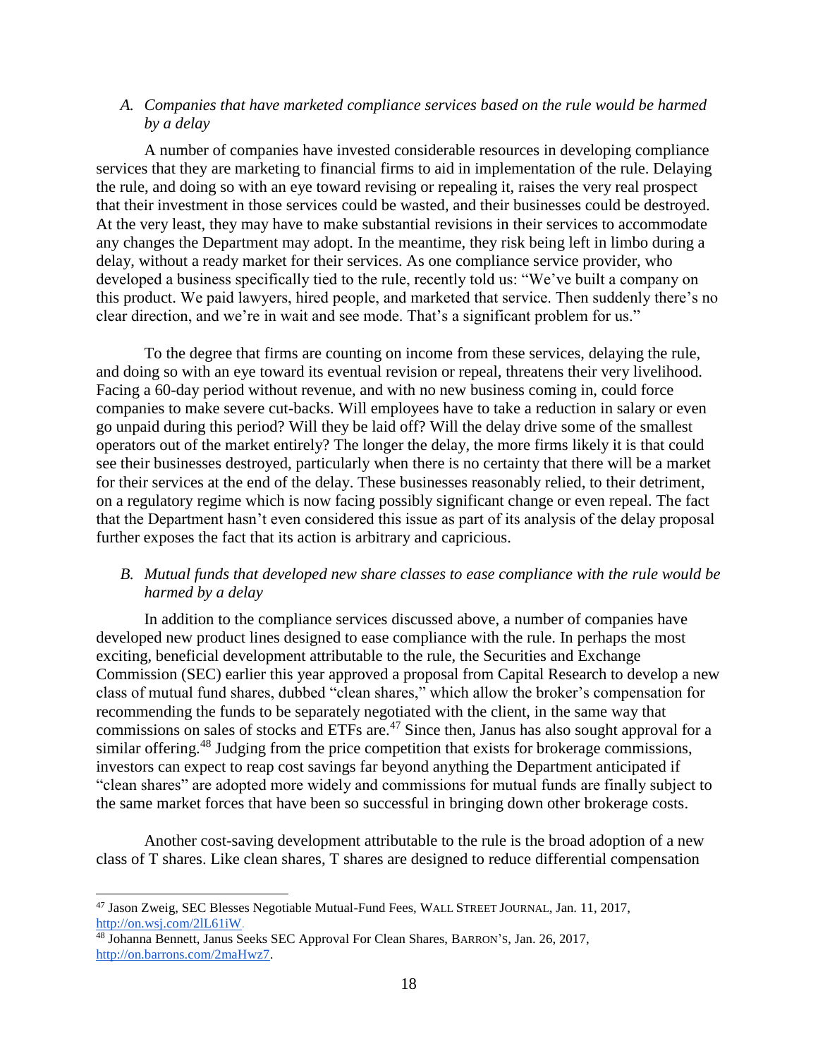### *A. Companies that have marketed compliance services based on the rule would be harmed by a delay*

A number of companies have invested considerable resources in developing compliance services that they are marketing to financial firms to aid in implementation of the rule. Delaying the rule, and doing so with an eye toward revising or repealing it, raises the very real prospect that their investment in those services could be wasted, and their businesses could be destroyed. At the very least, they may have to make substantial revisions in their services to accommodate any changes the Department may adopt. In the meantime, they risk being left in limbo during a delay, without a ready market for their services. As one compliance service provider, who developed a business specifically tied to the rule, recently told us: "We've built a company on this product. We paid lawyers, hired people, and marketed that service. Then suddenly there's no clear direction, and we're in wait and see mode. That's a significant problem for us."

To the degree that firms are counting on income from these services, delaying the rule, and doing so with an eye toward its eventual revision or repeal, threatens their very livelihood. Facing a 60-day period without revenue, and with no new business coming in, could force companies to make severe cut-backs. Will employees have to take a reduction in salary or even go unpaid during this period? Will they be laid off? Will the delay drive some of the smallest operators out of the market entirely? The longer the delay, the more firms likely it is that could see their businesses destroyed, particularly when there is no certainty that there will be a market for their services at the end of the delay. These businesses reasonably relied, to their detriment, on a regulatory regime which is now facing possibly significant change or even repeal. The fact that the Department hasn't even considered this issue as part of its analysis of the delay proposal further exposes the fact that its action is arbitrary and capricious.

### *B. Mutual funds that developed new share classes to ease compliance with the rule would be harmed by a delay*

In addition to the compliance services discussed above, a number of companies have developed new product lines designed to ease compliance with the rule. In perhaps the most exciting, beneficial development attributable to the rule, the Securities and Exchange Commission (SEC) earlier this year approved a proposal from Capital Research to develop a new class of mutual fund shares, dubbed "clean shares," which allow the broker's compensation for recommending the funds to be separately negotiated with the client, in the same way that commissions on sales of stocks and ETFs are.[47] Since then, Janus has also sought approval for a similar offering.[48] Judging from the price competition that exists for brokerage commissions, investors can expect to reap cost savings far beyond anything the Department anticipated if "clean shares" are adopted more widely and commissions for mutual funds are finally subject to the same market forces that have been so successful in bringing down other brokerage costs.

Another cost-saving development attributable to the rule is the broad adoption of a new class of T shares. Like clean shares, T shares are designed to reduce differential compensation

---

[47] Jason Zweig, SEC Blesses Negotiable Mutual-Fund Fees, WALL STREET JOURNAL, Jan. 11, 2017, http://on.wsj.com/2lL61iW.

[48] Johanna Bennett, Janus Seeks SEC Approval For Clean Shares, BARRON'S, Jan. 26, 2017, http://on.barrons.com/2maHwz7.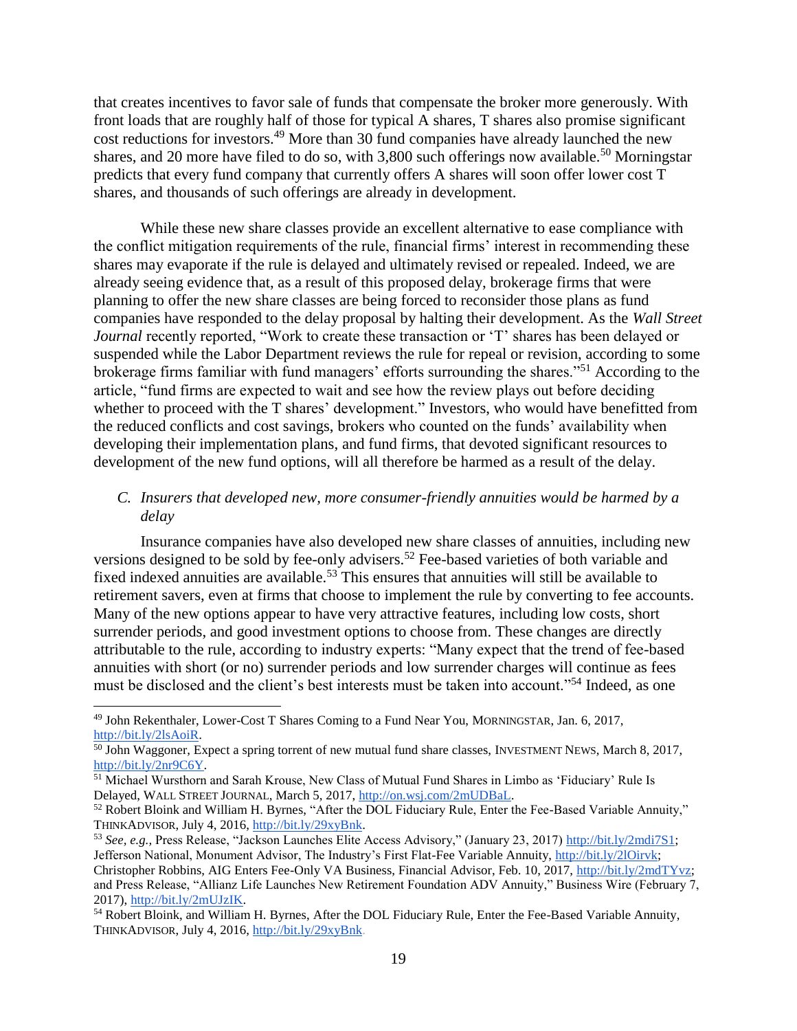that creates incentives to favor sale of funds that compensate the broker more generously. With front loads that are roughly half of those for typical A shares, T shares also promise significant cost reductions for investors.[49] More than 30 fund companies have already launched the new shares, and 20 more have filed to do so, with 3,800 such offerings now available.[50] Morningstar predicts that every fund company that currently offers A shares will soon offer lower cost T shares, and thousands of such offerings are already in development.

While these new share classes provide an excellent alternative to ease compliance with the conflict mitigation requirements of the rule, financial firms' interest in recommending these shares may evaporate if the rule is delayed and ultimately revised or repealed. Indeed, we are already seeing evidence that, as a result of this proposed delay, brokerage firms that were planning to offer the new share classes are being forced to reconsider those plans as fund companies have responded to the delay proposal by halting their development. As the *Wall Street Journal* recently reported, "Work to create these transaction or 'T' shares has been delayed or suspended while the Labor Department reviews the rule for repeal or revision, according to some brokerage firms familiar with fund managers' efforts surrounding the shares."[51] According to the article, "fund firms are expected to wait and see how the review plays out before deciding whether to proceed with the T shares' development." Investors, who would have benefitted from the reduced conflicts and cost savings, brokers who counted on the funds' availability when developing their implementation plans, and fund firms, that devoted significant resources to development of the new fund options, will all therefore be harmed as a result of the delay.

### *C. Insurers that developed new, more consumer-friendly annuities would be harmed by a delay*

Insurance companies have also developed new share classes of annuities, including new versions designed to be sold by fee-only advisers.[52] Fee-based varieties of both variable and fixed indexed annuities are available.[53] This ensures that annuities will still be available to retirement savers, even at firms that choose to implement the rule by converting to fee accounts. Many of the new options appear to have very attractive features, including low costs, short surrender periods, and good investment options to choose from. These changes are directly attributable to the rule, according to industry experts: "Many expect that the trend of fee-based annuities with short (or no) surrender periods and low surrender charges will continue as fees must be disclosed and the client's best interests must be taken into account."[54] Indeed, as one

---

[49] John Rekenthaler, Lower-Cost T Shares Coming to a Fund Near You, MORNINGSTAR, Jan. 6, 2017, http://bit.ly/2lsAoiR.

[50] John Waggoner, Expect a spring torrent of new mutual fund share classes, INVESTMENT NEWS, March 8, 2017, http://bit.ly/2nr9C6Y.

[51] Michael Wursthorn and Sarah Krouse, New Class of Mutual Fund Shares in Limbo as 'Fiduciary' Rule Is Delayed, WALL STREET JOURNAL, March 5, 2017, http://on.wsj.com/2mUDBaL.

[52] Robert Bloink and William H. Byrnes, "After the DOL Fiduciary Rule, Enter the Fee-Based Variable Annuity," THINKADVISOR, July 4, 2016, http://bit.ly/29xyBnk.

[53] *See, e.g.,* Press Release, "Jackson Launches Elite Access Advisory," (January 23, 2017) http://bit.ly/2mdi7S1; Jefferson National, Monument Advisor, The Industry's First Flat-Fee Variable Annuity, http://bit.ly/2lOirvk; Christopher Robbins, AIG Enters Fee-Only VA Business, Financial Advisor, Feb. 10, 2017, http://bit.ly/2mdTYvz; and Press Release, "Allianz Life Launches New Retirement Foundation ADV Annuity," Business Wire (February 7, 2017), http://bit.ly/2mUJzIK.

[54] Robert Bloink, and William H. Byrnes, After the DOL Fiduciary Rule, Enter the Fee-Based Variable Annuity, THINKADVISOR, July 4, 2016, http://bit.ly/29xyBnk.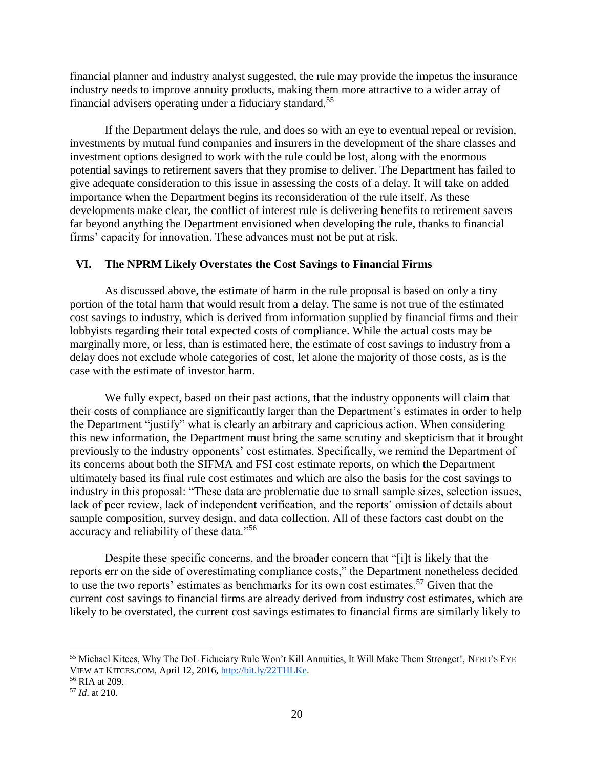financial planner and industry analyst suggested, the rule may provide the impetus the insurance industry needs to improve annuity products, making them more attractive to a wider array of financial advisers operating under a fiduciary standard.[55]

If the Department delays the rule, and does so with an eye to eventual repeal or revision, investments by mutual fund companies and insurers in the development of the share classes and investment options designed to work with the rule could be lost, along with the enormous potential savings to retirement savers that they promise to deliver. The Department has failed to give adequate consideration to this issue in assessing the costs of a delay. It will take on added importance when the Department begins its reconsideration of the rule itself. As these developments make clear, the conflict of interest rule is delivering benefits to retirement savers far beyond anything the Department envisioned when developing the rule, thanks to financial firms' capacity for innovation. These advances must not be put at risk.

## VI. The NPRM Likely Overstates the Cost Savings to Financial Firms

As discussed above, the estimate of harm in the rule proposal is based on only a tiny portion of the total harm that would result from a delay. The same is not true of the estimated cost savings to industry, which is derived from information supplied by financial firms and their lobbyists regarding their total expected costs of compliance. While the actual costs may be marginally more, or less, than is estimated here, the estimate of cost savings to industry from a delay does not exclude whole categories of cost, let alone the majority of those costs, as is the case with the estimate of investor harm.

We fully expect, based on their past actions, that the industry opponents will claim that their costs of compliance are significantly larger than the Department's estimates in order to help the Department "justify" what is clearly an arbitrary and capricious action. When considering this new information, the Department must bring the same scrutiny and skepticism that it brought previously to the industry opponents' cost estimates. Specifically, we remind the Department of its concerns about both the SIFMA and FSI cost estimate reports, on which the Department ultimately based its final rule cost estimates and which are also the basis for the cost savings to industry in this proposal: "These data are problematic due to small sample sizes, selection issues, lack of peer review, lack of independent verification, and the reports' omission of details about sample composition, survey design, and data collection. All of these factors cast doubt on the accuracy and reliability of these data."[56]

Despite these specific concerns, and the broader concern that "[i]t is likely that the reports err on the side of overestimating compliance costs," the Department nonetheless decided to use the two reports' estimates as benchmarks for its own cost estimates.[57] Given that the current cost savings to financial firms are already derived from industry cost estimates, which are likely to be overstated, the current cost savings estimates to financial firms are similarly likely to

---

[55] Michael Kitces, Why The DoL Fiduciary Rule Won't Kill Annuities, It Will Make Them Stronger!, NERD'S EYE VIEW AT KITCES.COM, April 12, 2016, http://bit.ly/22THLKe.

[56] RIA at 209.

[57] *Id*. at 210.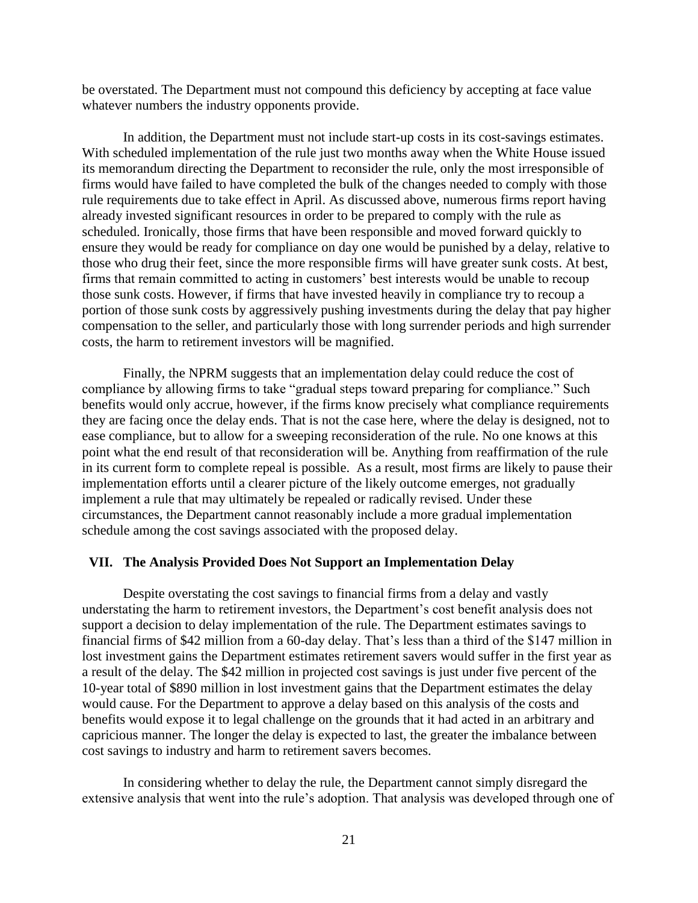be overstated. The Department must not compound this deficiency by accepting at face value whatever numbers the industry opponents provide.

In addition, the Department must not include start-up costs in its cost-savings estimates. With scheduled implementation of the rule just two months away when the White House issued its memorandum directing the Department to reconsider the rule, only the most irresponsible of firms would have failed to have completed the bulk of the changes needed to comply with those rule requirements due to take effect in April. As discussed above, numerous firms report having already invested significant resources in order to be prepared to comply with the rule as scheduled. Ironically, those firms that have been responsible and moved forward quickly to ensure they would be ready for compliance on day one would be punished by a delay, relative to those who drug their feet, since the more responsible firms will have greater sunk costs. At best, firms that remain committed to acting in customers' best interests would be unable to recoup those sunk costs. However, if firms that have invested heavily in compliance try to recoup a portion of those sunk costs by aggressively pushing investments during the delay that pay higher compensation to the seller, and particularly those with long surrender periods and high surrender costs, the harm to retirement investors will be magnified.

Finally, the NPRM suggests that an implementation delay could reduce the cost of compliance by allowing firms to take "gradual steps toward preparing for compliance." Such benefits would only accrue, however, if the firms know precisely what compliance requirements they are facing once the delay ends. That is not the case here, where the delay is designed, not to ease compliance, but to allow for a sweeping reconsideration of the rule. No one knows at this point what the end result of that reconsideration will be. Anything from reaffirmation of the rule in its current form to complete repeal is possible. As a result, most firms are likely to pause their implementation efforts until a clearer picture of the likely outcome emerges, not gradually implement a rule that may ultimately be repealed or radically revised. Under these circumstances, the Department cannot reasonably include a more gradual implementation schedule among the cost savings associated with the proposed delay.

## VII. The Analysis Provided Does Not Support an Implementation Delay

Despite overstating the cost savings to financial firms from a delay and vastly understating the harm to retirement investors, the Department's cost benefit analysis does not support a decision to delay implementation of the rule. The Department estimates savings to financial firms of $42 million from a 60-day delay. That's less than a third of the $147 million in lost investment gains the Department estimates retirement savers would suffer in the first year as a result of the delay. The $42 million in projected cost savings is just under five percent of the 10-year total of $890 million in lost investment gains that the Department estimates the delay would cause. For the Department to approve a delay based on this analysis of the costs and benefits would expose it to legal challenge on the grounds that it had acted in an arbitrary and capricious manner. The longer the delay is expected to last, the greater the imbalance between cost savings to industry and harm to retirement savers becomes.

In considering whether to delay the rule, the Department cannot simply disregard the extensive analysis that went into the rule's adoption. That analysis was developed through one of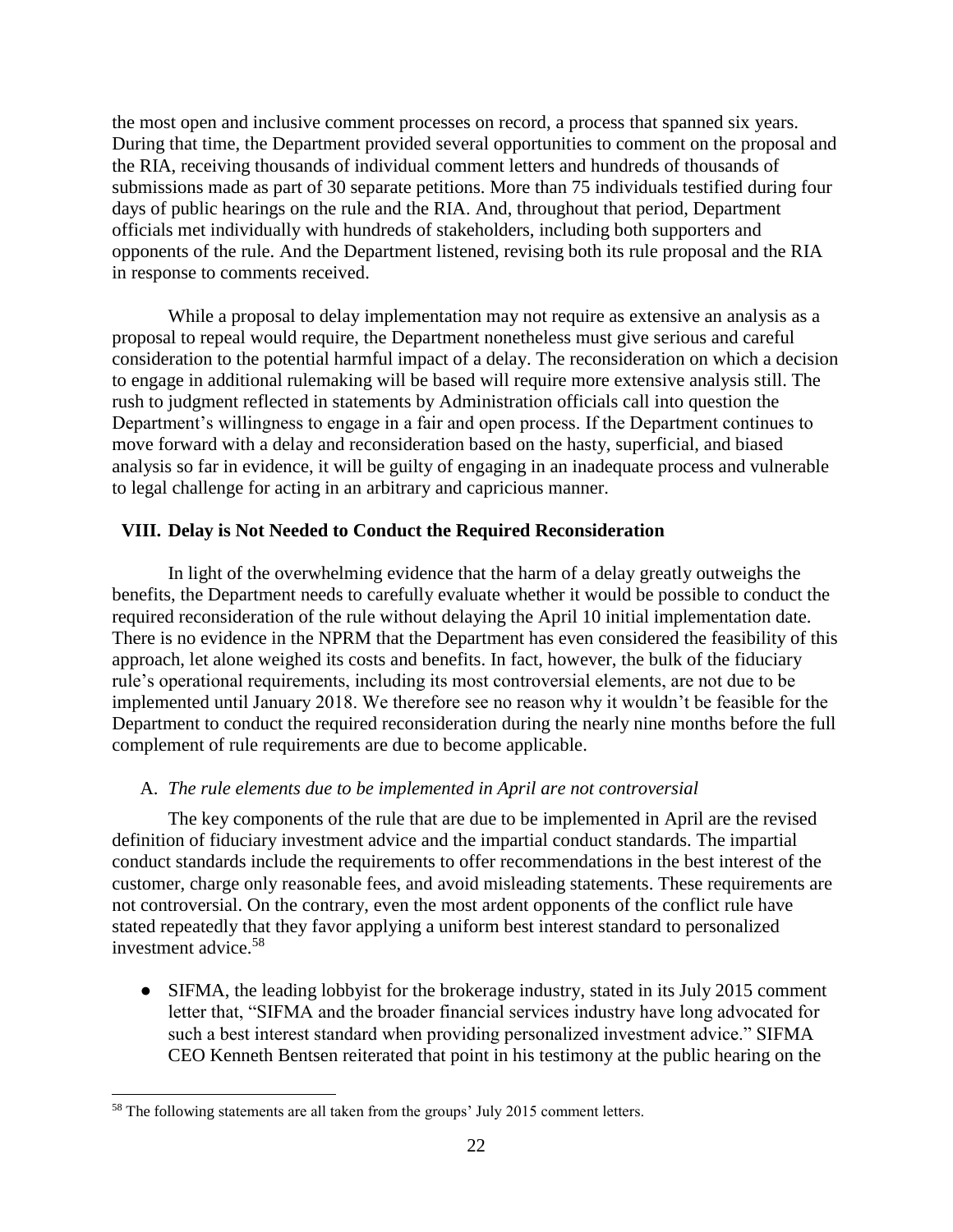the most open and inclusive comment processes on record, a process that spanned six years. During that time, the Department provided several opportunities to comment on the proposal and the RIA, receiving thousands of individual comment letters and hundreds of thousands of submissions made as part of 30 separate petitions. More than 75 individuals testified during four days of public hearings on the rule and the RIA. And, throughout that period, Department officials met individually with hundreds of stakeholders, including both supporters and opponents of the rule. And the Department listened, revising both its rule proposal and the RIA in response to comments received.

While a proposal to delay implementation may not require as extensive an analysis as a proposal to repeal would require, the Department nonetheless must give serious and careful consideration to the potential harmful impact of a delay. The reconsideration on which a decision to engage in additional rulemaking will be based will require more extensive analysis still. The rush to judgment reflected in statements by Administration officials call into question the Department's willingness to engage in a fair and open process. If the Department continues to move forward with a delay and reconsideration based on the hasty, superficial, and biased analysis so far in evidence, it will be guilty of engaging in an inadequate process and vulnerable to legal challenge for acting in an arbitrary and capricious manner.

## VIII. Delay is Not Needed to Conduct the Required Reconsideration

In light of the overwhelming evidence that the harm of a delay greatly outweighs the benefits, the Department needs to carefully evaluate whether it would be possible to conduct the required reconsideration of the rule without delaying the April 10 initial implementation date. There is no evidence in the NPRM that the Department has even considered the feasibility of this approach, let alone weighed its costs and benefits. In fact, however, the bulk of the fiduciary rule's operational requirements, including its most controversial elements, are not due to be implemented until January 2018. We therefore see no reason why it wouldn't be feasible for the Department to conduct the required reconsideration during the nearly nine months before the full complement of rule requirements are due to become applicable.

### A. *The rule elements due to be implemented in April are not controversial*

The key components of the rule that are due to be implemented in April are the revised definition of fiduciary investment advice and the impartial conduct standards. The impartial conduct standards include the requirements to offer recommendations in the best interest of the customer, charge only reasonable fees, and avoid misleading statements. These requirements are not controversial. On the contrary, even the most ardent opponents of the conflict rule have stated repeatedly that they favor applying a uniform best interest standard to personalized investment advice.[58]

- SIFMA, the leading lobbyist for the brokerage industry, stated in its July 2015 comment letter that, "SIFMA and the broader financial services industry have long advocated for such a best interest standard when providing personalized investment advice." SIFMA CEO Kenneth Bentsen reiterated that point in his testimony at the public hearing on the

[58] The following statements are all taken from the groups' July 2015 comment letters.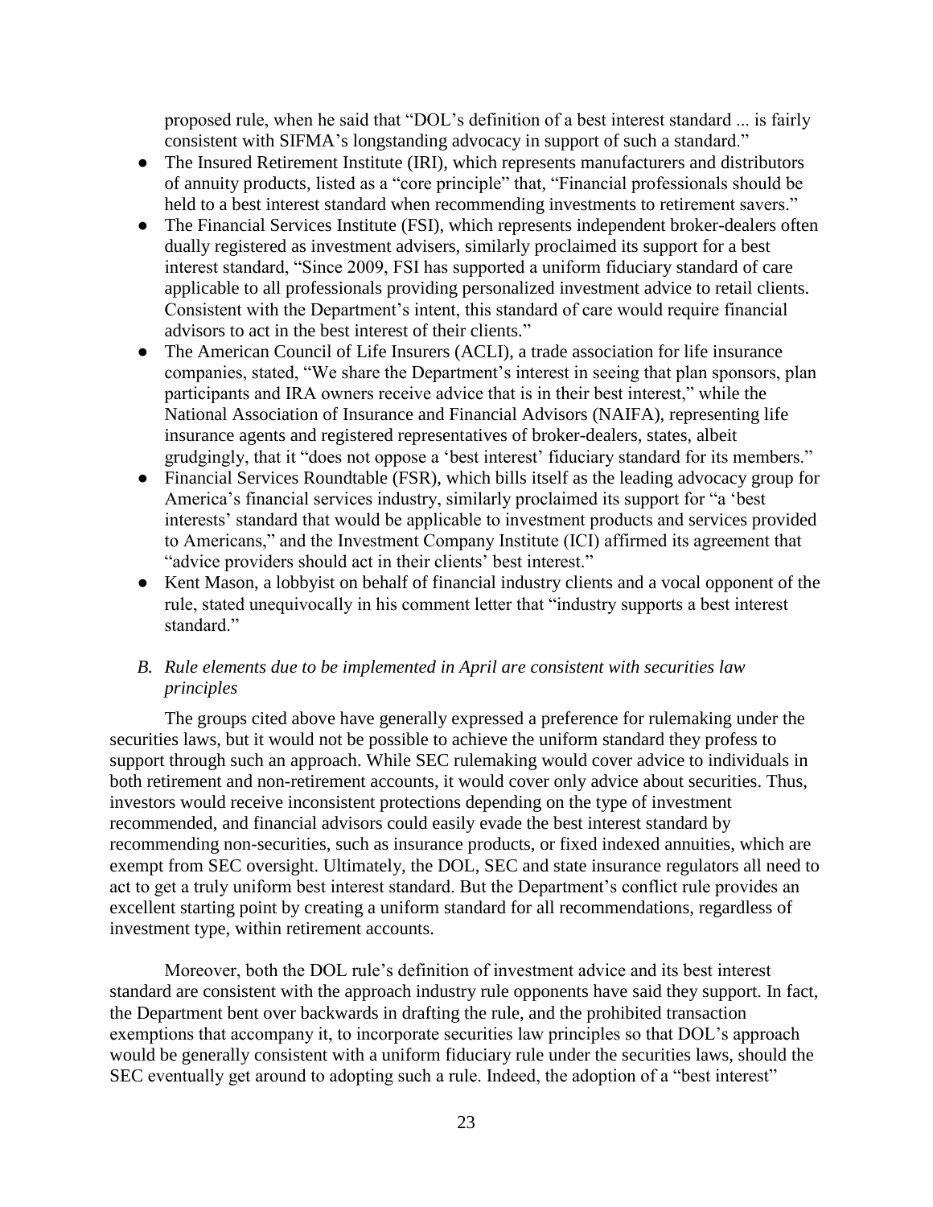proposed rule, when he said that "DOL's definition of a best interest standard ... is fairly consistent with SIFMA's longstanding advocacy in support of such a standard."

- The Insured Retirement Institute (IRI), which represents manufacturers and distributors of annuity products, listed as a "core principle" that, "Financial professionals should be held to a best interest standard when recommending investments to retirement savers."
- The Financial Services Institute (FSI), which represents independent broker-dealers often dually registered as investment advisers, similarly proclaimed its support for a best interest standard, "Since 2009, FSI has supported a uniform fiduciary standard of care applicable to all professionals providing personalized investment advice to retail clients. Consistent with the Department's intent, this standard of care would require financial advisors to act in the best interest of their clients."
- The American Council of Life Insurers (ACLI), a trade association for life insurance companies, stated, "We share the Department's interest in seeing that plan sponsors, plan participants and IRA owners receive advice that is in their best interest," while the National Association of Insurance and Financial Advisors (NAIFA), representing life insurance agents and registered representatives of broker-dealers, states, albeit grudgingly, that it "does not oppose a 'best interest' fiduciary standard for its members."
- Financial Services Roundtable (FSR), which bills itself as the leading advocacy group for America's financial services industry, similarly proclaimed its support for "a 'best interests' standard that would be applicable to investment products and services provided to Americans," and the Investment Company Institute (ICI) affirmed its agreement that "advice providers should act in their clients' best interest."
- Kent Mason, a lobbyist on behalf of financial industry clients and a vocal opponent of the rule, stated unequivocally in his comment letter that "industry supports a best interest standard."

### *B. Rule elements due to be implemented in April are consistent with securities law principles*

The groups cited above have generally expressed a preference for rulemaking under the securities laws, but it would not be possible to achieve the uniform standard they profess to support through such an approach. While SEC rulemaking would cover advice to individuals in both retirement and non-retirement accounts, it would cover only advice about securities. Thus, investors would receive inconsistent protections depending on the type of investment recommended, and financial advisors could easily evade the best interest standard by recommending non-securities, such as insurance products, or fixed indexed annuities, which are exempt from SEC oversight. Ultimately, the DOL, SEC and state insurance regulators all need to act to get a truly uniform best interest standard. But the Department's conflict rule provides an excellent starting point by creating a uniform standard for all recommendations, regardless of investment type, within retirement accounts.

Moreover, both the DOL rule's definition of investment advice and its best interest standard are consistent with the approach industry rule opponents have said they support. In fact, the Department bent over backwards in drafting the rule, and the prohibited transaction exemptions that accompany it, to incorporate securities law principles so that DOL's approach would be generally consistent with a uniform fiduciary rule under the securities laws, should the SEC eventually get around to adopting such a rule. Indeed, the adoption of a "best interest"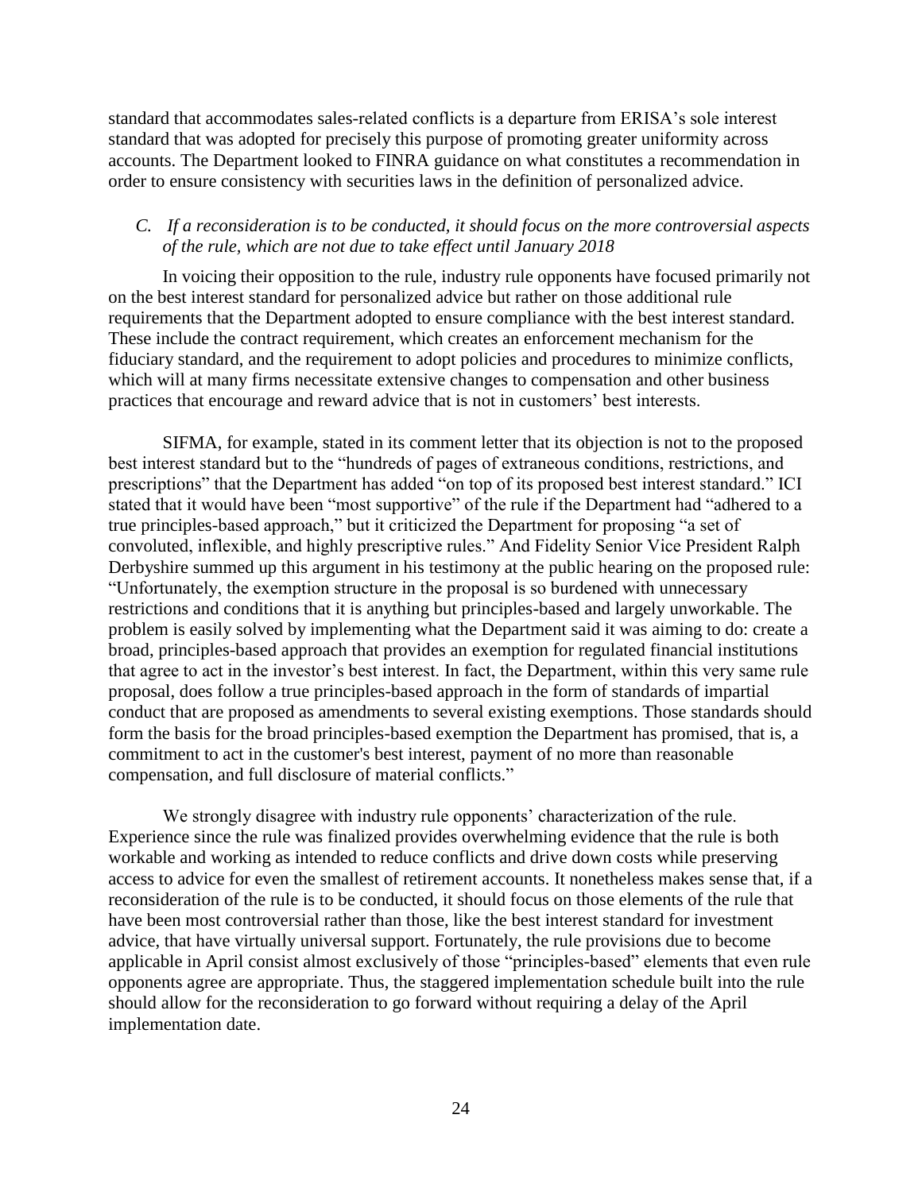standard that accommodates sales-related conflicts is a departure from ERISA's sole interest standard that was adopted for precisely this purpose of promoting greater uniformity across accounts. The Department looked to FINRA guidance on what constitutes a recommendation in order to ensure consistency with securities laws in the definition of personalized advice.

### *C. If a reconsideration is to be conducted, it should focus on the more controversial aspects of the rule, which are not due to take effect until January 2018*

In voicing their opposition to the rule, industry rule opponents have focused primarily not on the best interest standard for personalized advice but rather on those additional rule requirements that the Department adopted to ensure compliance with the best interest standard. These include the contract requirement, which creates an enforcement mechanism for the fiduciary standard, and the requirement to adopt policies and procedures to minimize conflicts, which will at many firms necessitate extensive changes to compensation and other business practices that encourage and reward advice that is not in customers' best interests.

SIFMA, for example, stated in its comment letter that its objection is not to the proposed best interest standard but to the "hundreds of pages of extraneous conditions, restrictions, and prescriptions" that the Department has added "on top of its proposed best interest standard." ICI stated that it would have been "most supportive" of the rule if the Department had "adhered to a true principles-based approach," but it criticized the Department for proposing "a set of convoluted, inflexible, and highly prescriptive rules." And Fidelity Senior Vice President Ralph Derbyshire summed up this argument in his testimony at the public hearing on the proposed rule: "Unfortunately, the exemption structure in the proposal is so burdened with unnecessary restrictions and conditions that it is anything but principles-based and largely unworkable. The problem is easily solved by implementing what the Department said it was aiming to do: create a broad, principles-based approach that provides an exemption for regulated financial institutions that agree to act in the investor's best interest. In fact, the Department, within this very same rule proposal, does follow a true principles-based approach in the form of standards of impartial conduct that are proposed as amendments to several existing exemptions. Those standards should form the basis for the broad principles-based exemption the Department has promised, that is, a commitment to act in the customer's best interest, payment of no more than reasonable compensation, and full disclosure of material conflicts."

We strongly disagree with industry rule opponents' characterization of the rule. Experience since the rule was finalized provides overwhelming evidence that the rule is both workable and working as intended to reduce conflicts and drive down costs while preserving access to advice for even the smallest of retirement accounts. It nonetheless makes sense that, if a reconsideration of the rule is to be conducted, it should focus on those elements of the rule that have been most controversial rather than those, like the best interest standard for investment advice, that have virtually universal support. Fortunately, the rule provisions due to become applicable in April consist almost exclusively of those "principles-based" elements that even rule opponents agree are appropriate. Thus, the staggered implementation schedule built into the rule should allow for the reconsideration to go forward without requiring a delay of the April implementation date.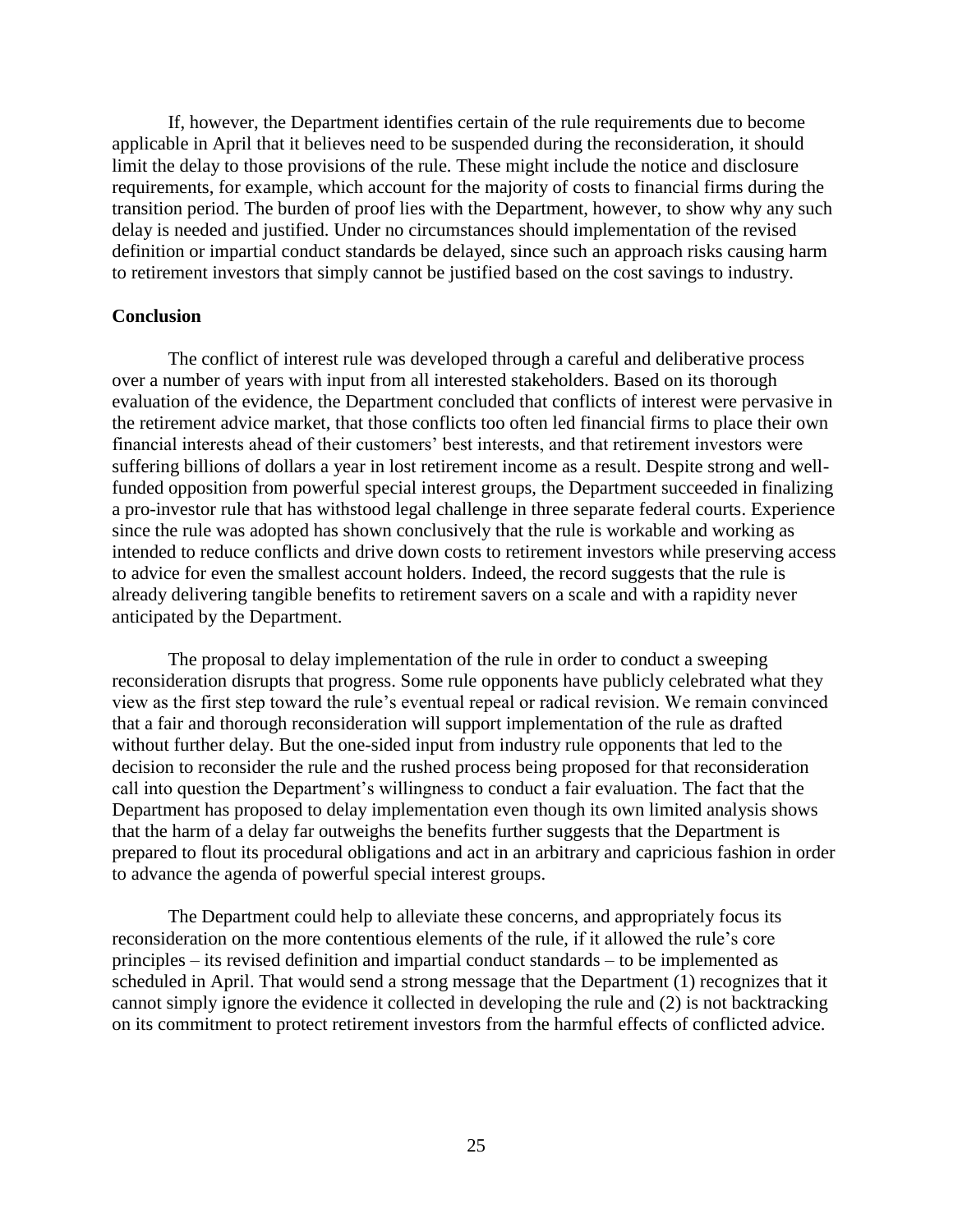If, however, the Department identifies certain of the rule requirements due to become applicable in April that it believes need to be suspended during the reconsideration, it should limit the delay to those provisions of the rule. These might include the notice and disclosure requirements, for example, which account for the majority of costs to financial firms during the transition period. The burden of proof lies with the Department, however, to show why any such delay is needed and justified. Under no circumstances should implementation of the revised definition or impartial conduct standards be delayed, since such an approach risks causing harm to retirement investors that simply cannot be justified based on the cost savings to industry.

**Conclusion**

The conflict of interest rule was developed through a careful and deliberative process over a number of years with input from all interested stakeholders. Based on its thorough evaluation of the evidence, the Department concluded that conflicts of interest were pervasive in the retirement advice market, that those conflicts too often led financial firms to place their own financial interests ahead of their customers' best interests, and that retirement investors were suffering billions of dollars a year in lost retirement income as a result. Despite strong and well-funded opposition from powerful special interest groups, the Department succeeded in finalizing a pro-investor rule that has withstood legal challenge in three separate federal courts. Experience since the rule was adopted has shown conclusively that the rule is workable and working as intended to reduce conflicts and drive down costs to retirement investors while preserving access to advice for even the smallest account holders. Indeed, the record suggests that the rule is already delivering tangible benefits to retirement savers on a scale and with a rapidity never anticipated by the Department.

The proposal to delay implementation of the rule in order to conduct a sweeping reconsideration disrupts that progress. Some rule opponents have publicly celebrated what they view as the first step toward the rule's eventual repeal or radical revision. We remain convinced that a fair and thorough reconsideration will support implementation of the rule as drafted without further delay. But the one-sided input from industry rule opponents that led to the decision to reconsider the rule and the rushed process being proposed for that reconsideration call into question the Department's willingness to conduct a fair evaluation. The fact that the Department has proposed to delay implementation even though its own limited analysis shows that the harm of a delay far outweighs the benefits further suggests that the Department is prepared to flout its procedural obligations and act in an arbitrary and capricious fashion in order to advance the agenda of powerful special interest groups.

The Department could help to alleviate these concerns, and appropriately focus its reconsideration on the more contentious elements of the rule, if it allowed the rule's core principles – its revised definition and impartial conduct standards – to be implemented as scheduled in April. That would send a strong message that the Department (1) recognizes that it cannot simply ignore the evidence it collected in developing the rule and (2) is not backtracking on its commitment to protect retirement investors from the harmful effects of conflicted advice.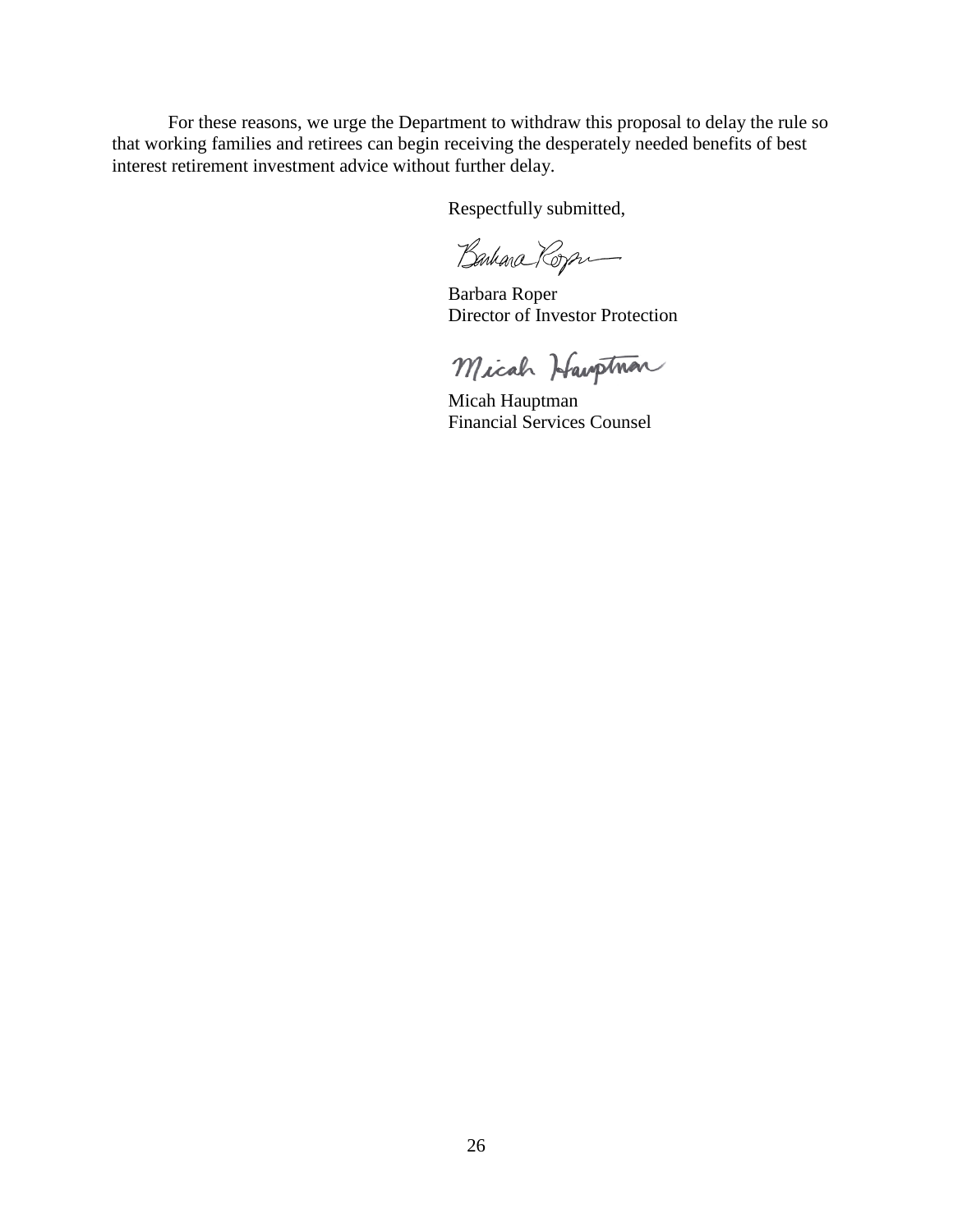For these reasons, we urge the Department to withdraw this proposal to delay the rule so that working families and retirees can begin receiving the desperately needed benefits of best interest retirement investment advice without further delay.

Respectfully submitted,

Barbara Roper
Director of Investor Protection

Micah Hauptman
Financial Services Counsel